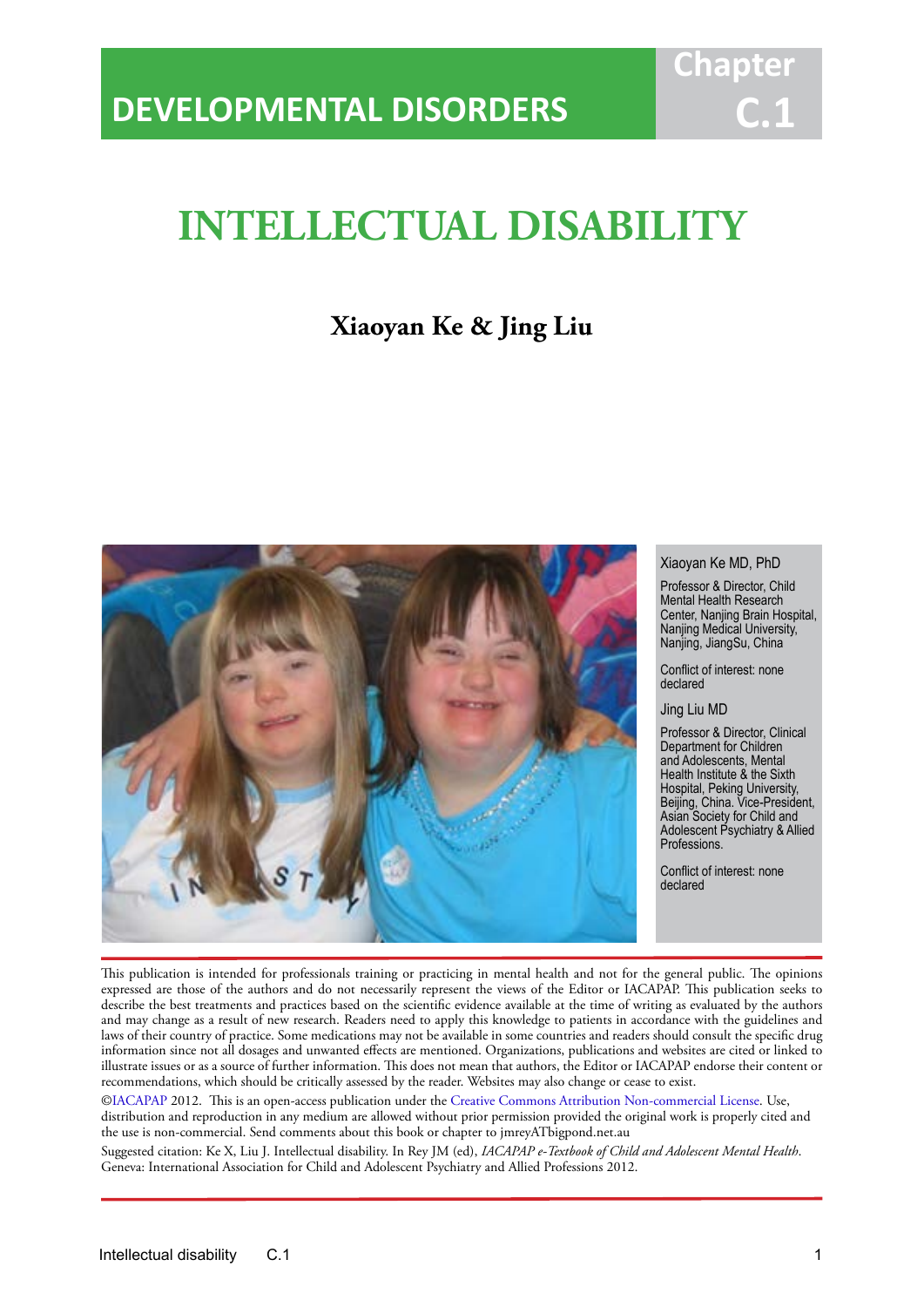DEVELOPMENTAL DISORDERS

Chapter C.1

# INTELLECTUAL DISABILITY

**Xiaoyan Ke & Jing Liu**

Xiaoyan Ke MD, PhD

Professor & Director, Child Mental Health Research Center, Nanjing Brain Hospital, Nanjing Medical University, Nanjing, JiangSu, China

Conflict of interest: none declared

Jing Liu MD

Professor & Director, Clinical Department for Children and Adolescents, Mental Health Institute & the Sixth Hospital, Peking University, Beijing, China. Vice-President, Asian Society for Child and Adolescent Psychiatry & Allied Professions.

Conflict of interest: none declared

This publication is intended for professionals training or practicing in mental health and not for the general public. The opinions expressed are those of the authors and do not necessarily represent the views of the Editor or IACAPAP. This publication seeks to describe the best treatments and practices based on the scientific evidence available at the time of writing as evaluated by the authors and may change as a result of new research. Readers need to apply this knowledge to patients in accordance with the guidelines and laws of their country of practice. Some medications may not be available in some countries and readers should consult the specific drug information since not all dosages and unwanted effects are mentioned. Organizations, publications and websites are cited or linked to illustrate issues or as a source of further information. This does not mean that authors, the Editor or IACAPAP endorse their content or recommendations, which should be critically assessed by the reader. Websites may also change or cease to exist.

©IACAPAP 2012. This is an open-access publication under the Creative Commons Attribution Non-commercial License. Use, distribution and reproduction in any medium are allowed without prior permission provided the original work is properly cited and the use is non-commercial. Send comments about this book or chapter to jmreyATbigpond.net.au

Suggested citation: Ke X, Liu J. Intellectual disability. In Rey JM (ed), *IACAPAP e-Textbook of Child and Adolescent Mental Health*. Geneva: International Association for Child and Adolescent Psychiatry and Allied Professions 2012.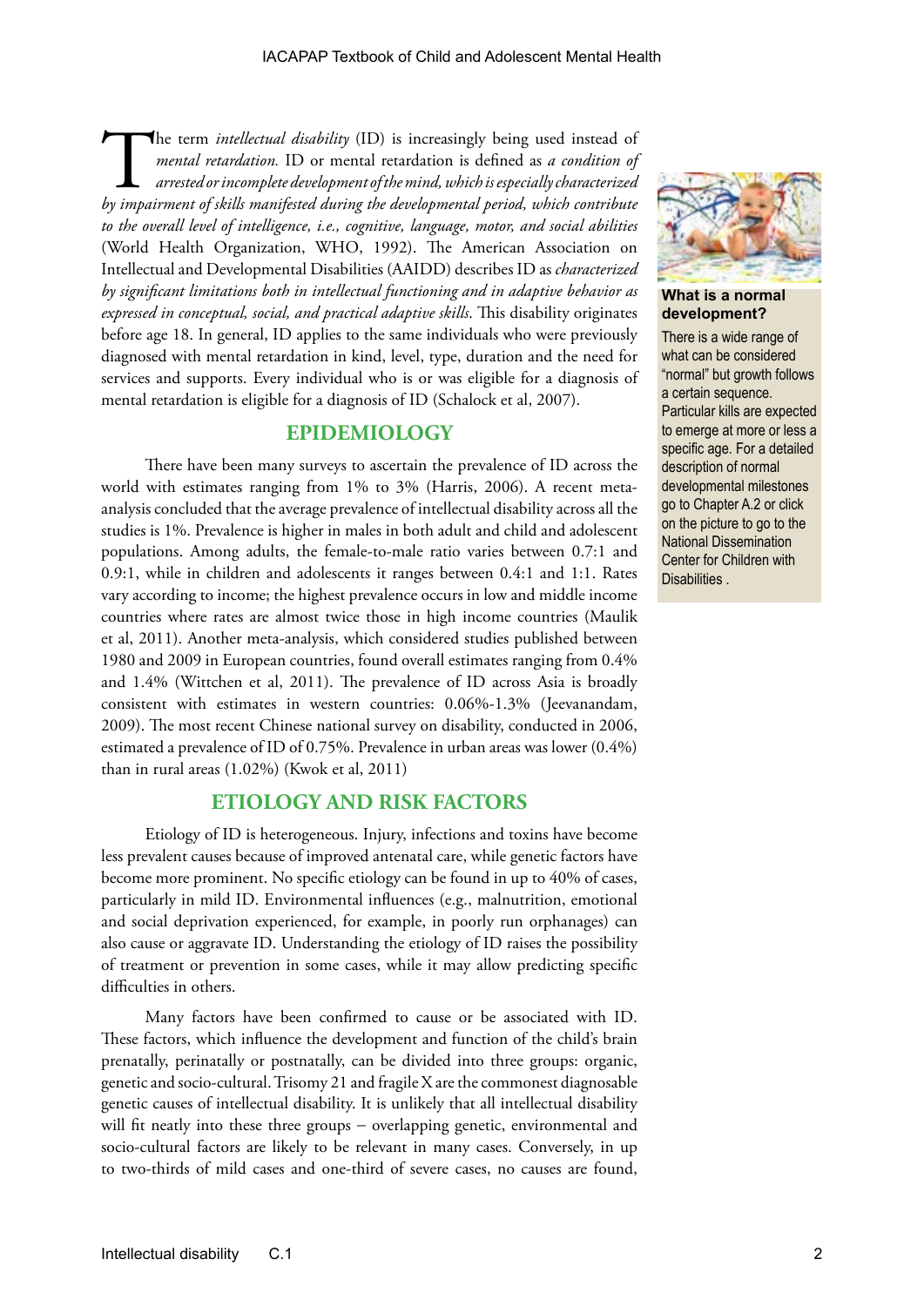The term *intellectual disability* (ID) is increasingly being used instead of *mental retardation.* ID or mental retardation is defined as *a condition of arrested or incomplete development of the mind, which is especially characterized by impairment of skills manifested during the developmental period, which contribute to the overall level of intelligence, i.e., cognitive, language, motor, and social abilities* (World Health Organization, WHO, 1992). The American Association on Intellectual and Developmental Disabilities (AAIDD) describes ID as *characterized by significant limitations both in intellectual functioning and in adaptive behavior as expressed in conceptual, social, and practical adaptive skills*. This disability originates before age 18. In general, ID applies to the same individuals who were previously diagnosed with mental retardation in kind, level, type, duration and the need for services and supports. Every individual who is or was eligible for a diagnosis of mental retardation is eligible for a diagnosis of ID (Schalock et al, 2007).

**What is a normal development?**

There is a wide range of what can be considered "normal" but growth follows a certain sequence. Particular kills are expected to emerge at more or less a specific age. For a detailed description of normal developmental milestones go to Chapter A.2 or click on the picture to go to the National Dissemination Center for Children with Disabilities .

## EPIDEMIOLOGY

There have been many surveys to ascertain the prevalence of ID across the world with estimates ranging from 1% to 3% (Harris, 2006). A recent meta-analysis concluded that the average prevalence of intellectual disability across all the studies is 1%. Prevalence is higher in males in both adult and child and adolescent populations. Among adults, the female-to-male ratio varies between 0.7:1 and 0.9:1, while in children and adolescents it ranges between 0.4:1 and 1:1. Rates vary according to income; the highest prevalence occurs in low and middle income countries where rates are almost twice those in high income countries (Maulik et al, 2011). Another meta-analysis, which considered studies published between 1980 and 2009 in European countries, found overall estimates ranging from 0.4% and 1.4% (Wittchen et al, 2011). The prevalence of ID across Asia is broadly consistent with estimates in western countries: 0.06%-1.3% (Jeevanandam, 2009). The most recent Chinese national survey on disability, conducted in 2006, estimated a prevalence of ID of 0.75%. Prevalence in urban areas was lower (0.4%) than in rural areas (1.02%) (Kwok et al, 2011)

## ETIOLOGY AND RISK FACTORS

Etiology of ID is heterogeneous. Injury, infections and toxins have become less prevalent causes because of improved antenatal care, while genetic factors have become more prominent. No specific etiology can be found in up to 40% of cases, particularly in mild ID. Environmental influences (e.g., malnutrition, emotional and social deprivation experienced, for example, in poorly run orphanages) can also cause or aggravate ID. Understanding the etiology of ID raises the possibility of treatment or prevention in some cases, while it may allow predicting specific difficulties in others.

Many factors have been confirmed to cause or be associated with ID. These factors, which influence the development and function of the child's brain prenatally, perinatally or postnatally, can be divided into three groups: organic, genetic and socio-cultural. Trisomy 21 and fragile X are the commonest diagnosable genetic causes of intellectual disability. It is unlikely that all intellectual disability will fit neatly into these three groups – overlapping genetic, environmental and socio-cultural factors are likely to be relevant in many cases. Conversely, in up to two-thirds of mild cases and one-third of severe cases, no causes are found,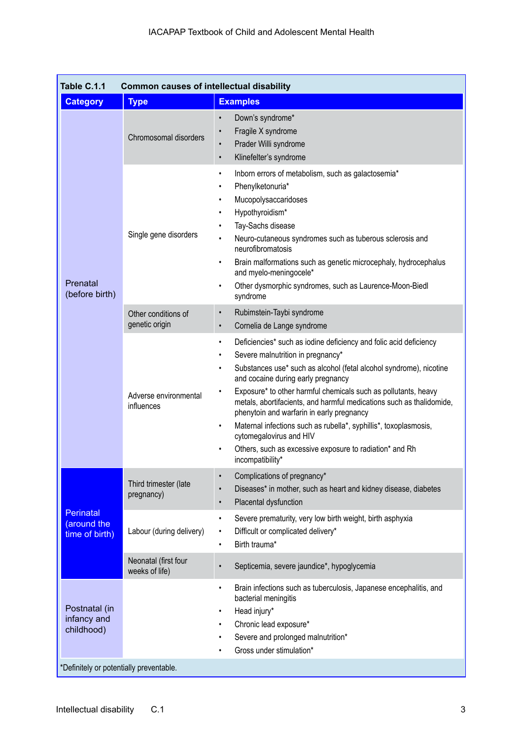**Table C.1.1 Common causes of intellectual disability**

| Category | Type | Examples |
|---|---|---|
| Prenatal (before birth) | Chromosomal disorders | • Down's syndrome* <br> • Fragile X syndrome <br> • Prader Willi syndrome <br> • Klinefelter's syndrome |
| | Single gene disorders | • Inborn errors of metabolism, such as galactosemia* <br> • Phenylketonuria* <br> • Mucopolysaccaridoses <br> • Hypothyroidism* <br> • Tay-Sachs disease <br> • Neuro-cutaneous syndromes such as tuberous sclerosis and neurofibromatosis <br> • Brain malformations such as genetic microcephaly, hydrocephalus and myelo-meningocele* <br> • Other dysmorphic syndromes, such as Laurence-Moon-Biedl syndrome |
| | Other conditions of genetic origin | • Rubimstein-Taybi syndrome <br> • Cornelia de Lange syndrome |
| | Adverse environmental influences | • Deficiencies* such as iodine deficiency and folic acid deficiency <br> • Severe malnutrition in pregnancy* <br> • Substances use* such as alcohol (fetal alcohol syndrome), nicotine and cocaine during early pregnancy <br> • Exposure* to other harmful chemicals such as pollutants, heavy metals, abortifacients, and harmful medications such as thalidomide, phenytoin and warfarin in early pregnancy <br> • Maternal infections such as rubella*, syphilis*, toxoplasmosis, cytomegalovirus and HIV <br> • Others, such as excessive exposure to radiation* and Rh incompatibility* |
| Perinatal (around the time of birth) | Third trimester (late pregnancy) | • Complications of pregnancy* <br> • Diseases* in mother, such as heart and kidney disease, diabetes <br> • Placental dysfunction |
| | Labour (during delivery) | • Severe prematurity, very low birth weight, birth asphyxia <br> • Difficult or complicated delivery* <br> • Birth trauma* |
| | Neonatal (first four weeks of life) | • Septicemia, severe jaundice*, hypoglycemia |
| Postnatal (in infancy and childhood) | | • Brain infections such as tuberculosis, Japanese encephalitis, and bacterial meningitis <br> • Head injury* <br> • Chronic lead exposure* <br> • Severe and prolonged malnutrition* <br> • Gross under stimulation* |

*Definitely or potentially preventable.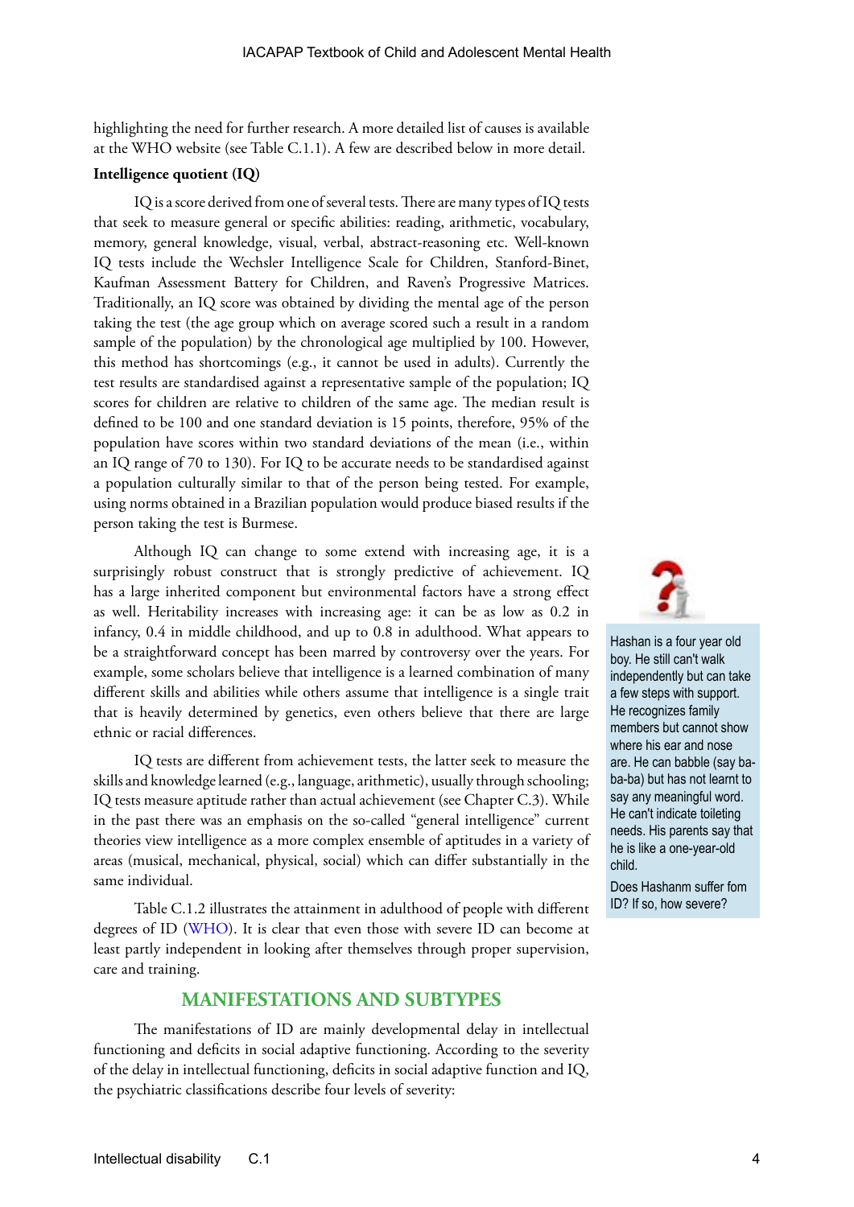highlighting the need for further research. A more detailed list of causes is available at the WHO website (see Table C.1.1). A few are described below in more detail.

**Intelligence quotient (IQ)**

IQ is a score derived from one of several tests. There are many types of IQ tests that seek to measure general or specific abilities: reading, arithmetic, vocabulary, memory, general knowledge, visual, verbal, abstract-reasoning etc. Well-known IQ tests include the Wechsler Intelligence Scale for Children, Stanford-Binet, Kaufman Assessment Battery for Children, and Raven's Progressive Matrices. Traditionally, an IQ score was obtained by dividing the mental age of the person taking the test (the age group which on average scored such a result in a random sample of the population) by the chronological age multiplied by 100. However, this method has shortcomings (e.g., it cannot be used in adults). Currently the test results are standardised against a representative sample of the population; IQ scores for children are relative to children of the same age. The median result is defined to be 100 and one standard deviation is 15 points, therefore, 95% of the population have scores within two standard deviations of the mean (i.e., within an IQ range of 70 to 130). For IQ to be accurate needs to be standardised against a population culturally similar to that of the person being tested. For example, using norms obtained in a Brazilian population would produce biased results if the person taking the test is Burmese.

Although IQ can change to some extend with increasing age, it is a surprisingly robust construct that is strongly predictive of achievement. IQ has a large inherited component but environmental factors have a strong effect as well. Heritability increases with increasing age: it can be as low as 0.2 in infancy, 0.4 in middle childhood, and up to 0.8 in adulthood. What appears to be a straightforward concept has been marred by controversy over the years. For example, some scholars believe that intelligence is a learned combination of many different skills and abilities while others assume that intelligence is a single trait that is heavily determined by genetics, even others believe that there are large ethnic or racial differences.

IQ tests are different from achievement tests, the latter seek to measure the skills and knowledge learned (e.g., language, arithmetic), usually through schooling; IQ tests measure aptitude rather than actual achievement (see Chapter C.3). While in the past there was an emphasis on the so-called "general intelligence" current theories view intelligence as a more complex ensemble of aptitudes in a variety of areas (musical, mechanical, physical, social) which can differ substantially in the same individual.

Table C.1.2 illustrates the attainment in adulthood of people with different degrees of ID (WHO). It is clear that even those with severe ID can become at least partly independent in looking after themselves through proper supervision, care and training.

> Hashan is a four year old boy. He still can't walk independently but can take a few steps with support. He recognizes family members but cannot show where his ear and nose are. He can babble (say ba-ba-ba) but has not learnt to say any meaningful word. He can't indicate toileting needs. His parents say that he is like a one-year-old child.
>
> Does Hashanm suffer fom ID? If so, how severe?

## MANIFESTATIONS AND SUBTYPES

The manifestations of ID are mainly developmental delay in intellectual functioning and deficits in social adaptive functioning. According to the severity of the delay in intellectual functioning, deficits in social adaptive function and IQ, the psychiatric classifications describe four levels of severity: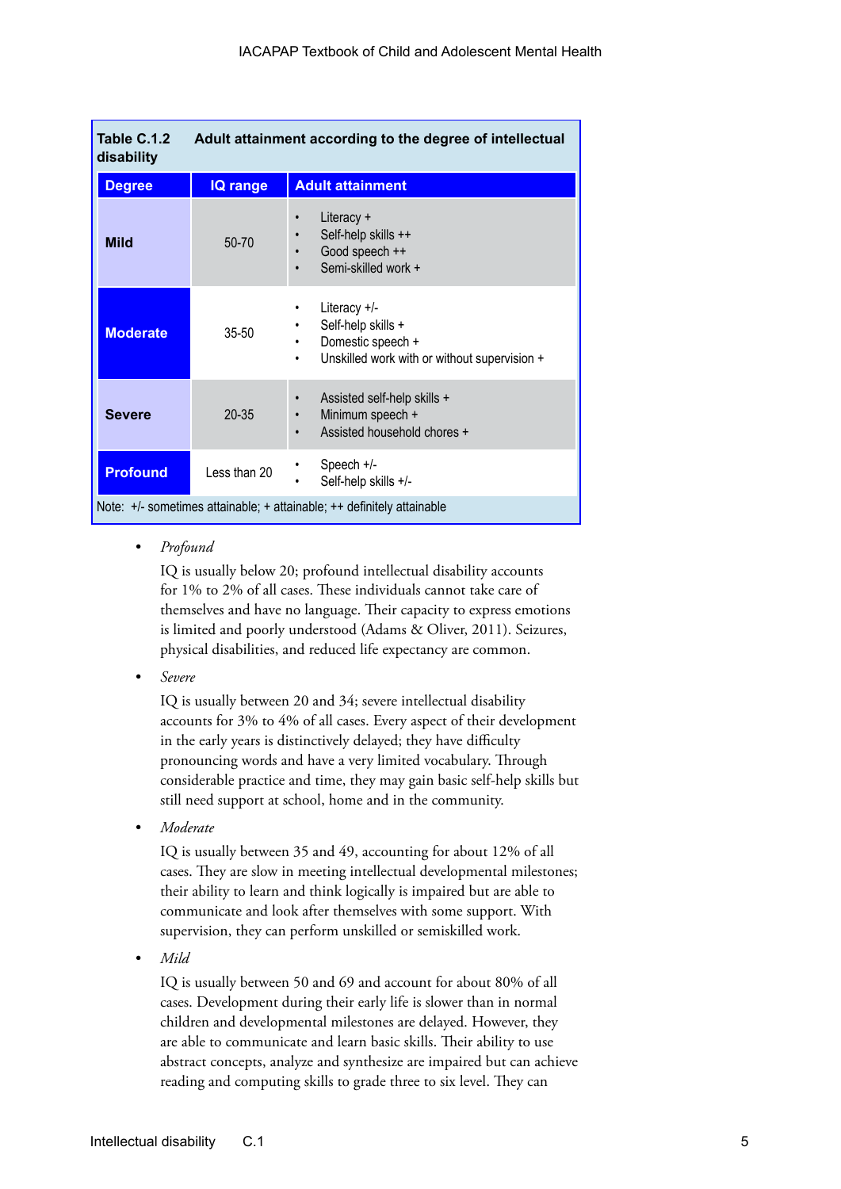**Table C.1.2 Adult attainment according to the degree of intellectual disability**

| Degree | IQ range | Adult attainment |
|---|---|---|
| **Mild** | 50-70 | • Literacy + <br> • Self-help skills ++ <br> • Good speech ++ <br> • Semi-skilled work + |
| **Moderate** | 35-50 | • Literacy +/- <br> • Self-help skills + <br> • Domestic speech + <br> • Unskilled work with or without supervision + |
| **Severe** | 20-35 | • Assisted self-help skills + <br> • Minimum speech + <br> • Assisted household chores + |
| **Profound** | Less than 20 | • Speech +/- <br> • Self-help skills +/- |

Note: +/- sometimes attainable; + attainable; ++ definitely attainable

- *Profound*

  IQ is usually below 20; profound intellectual disability accounts for 1% to 2% of all cases. These individuals cannot take care of themselves and have no language. Their capacity to express emotions is limited and poorly understood (Adams & Oliver, 2011). Seizures, physical disabilities, and reduced life expectancy are common.

- *Severe*

  IQ is usually between 20 and 34; severe intellectual disability accounts for 3% to 4% of all cases. Every aspect of their development in the early years is distinctively delayed; they have difficulty pronouncing words and have a very limited vocabulary. Through considerable practice and time, they may gain basic self-help skills but still need support at school, home and in the community.

- *Moderate*

  IQ is usually between 35 and 49, accounting for about 12% of all cases. They are slow in meeting intellectual developmental milestones; their ability to learn and think logically is impaired but are able to communicate and look after themselves with some support. With supervision, they can perform unskilled or semiskilled work.

- *Mild*

  IQ is usually between 50 and 69 and account for about 80% of all cases. Development during their early life is slower than in normal children and developmental milestones are delayed. However, they are able to communicate and learn basic skills. Their ability to use abstract concepts, analyze and synthesize are impaired but can achieve reading and computing skills to grade three to six level. They can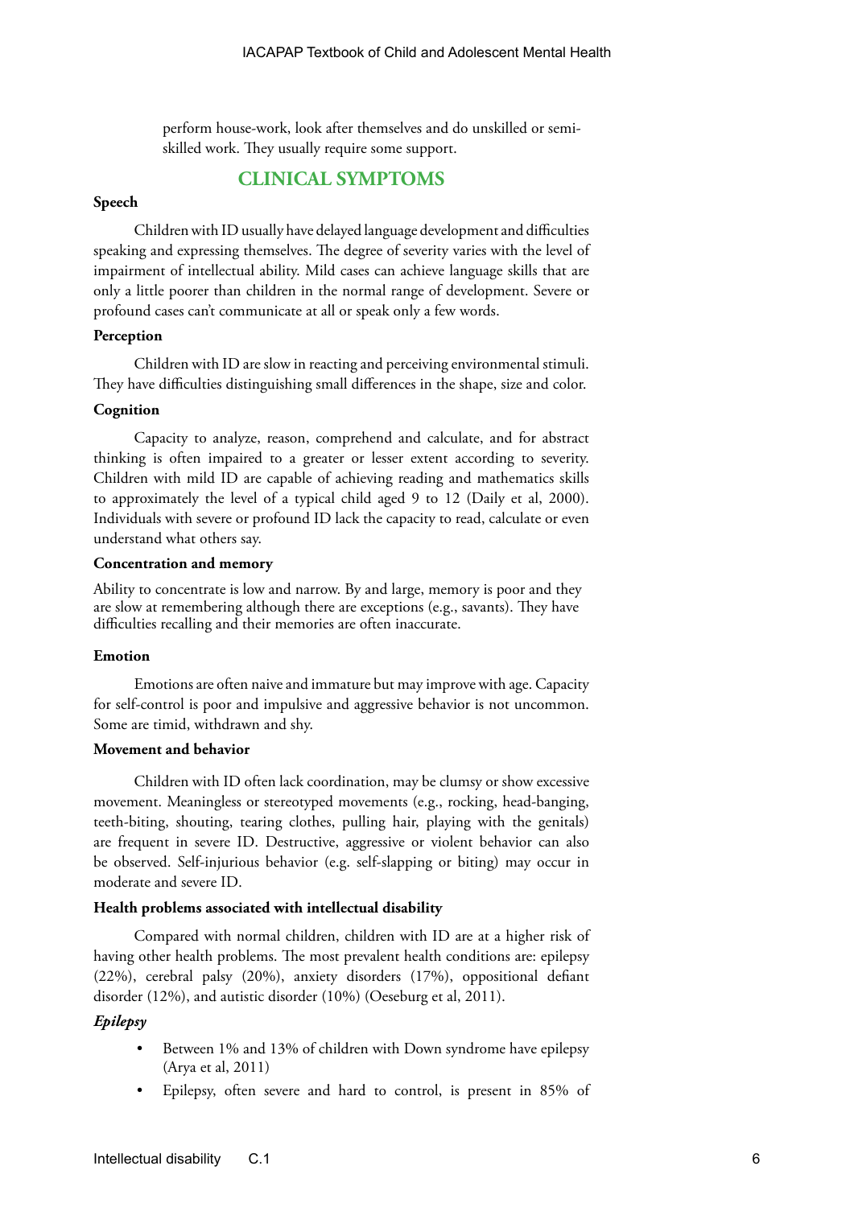perform house-work, look after themselves and do unskilled or semi-skilled work. They usually require some support.

## CLINICAL SYMPTOMS

**Speech**

Children with ID usually have delayed language development and difficulties speaking and expressing themselves. The degree of severity varies with the level of impairment of intellectual ability. Mild cases can achieve language skills that are only a little poorer than children in the normal range of development. Severe or profound cases can't communicate at all or speak only a few words.

**Perception**

Children with ID are slow in reacting and perceiving environmental stimuli. They have difficulties distinguishing small differences in the shape, size and color.

**Cognition**

Capacity to analyze, reason, comprehend and calculate, and for abstract thinking is often impaired to a greater or lesser extent according to severity. Children with mild ID are capable of achieving reading and mathematics skills to approximately the level of a typical child aged 9 to 12 (Daily et al, 2000). Individuals with severe or profound ID lack the capacity to read, calculate or even understand what others say.

**Concentration and memory**

Ability to concentrate is low and narrow. By and large, memory is poor and they are slow at remembering although there are exceptions (e.g., savants). They have difficulties recalling and their memories are often inaccurate.

**Emotion**

Emotions are often naive and immature but may improve with age. Capacity for self-control is poor and impulsive and aggressive behavior is not uncommon. Some are timid, withdrawn and shy.

**Movement and behavior**

Children with ID often lack coordination, may be clumsy or show excessive movement. Meaningless or stereotyped movements (e.g., rocking, head-banging, teeth-biting, shouting, tearing clothes, pulling hair, playing with the genitals) are frequent in severe ID. Destructive, aggressive or violent behavior can also be observed. Self-injurious behavior (e.g. self-slapping or biting) may occur in moderate and severe ID.

**Health problems associated with intellectual disability**

Compared with normal children, children with ID are at a higher risk of having other health problems. The most prevalent health conditions are: epilepsy (22%), cerebral palsy (20%), anxiety disorders (17%), oppositional defiant disorder (12%), and autistic disorder (10%) (Oeseburg et al, 2011).

***Epilepsy***

- Between 1% and 13% of children with Down syndrome have epilepsy (Arya et al, 2011)
- Epilepsy, often severe and hard to control, is present in 85% of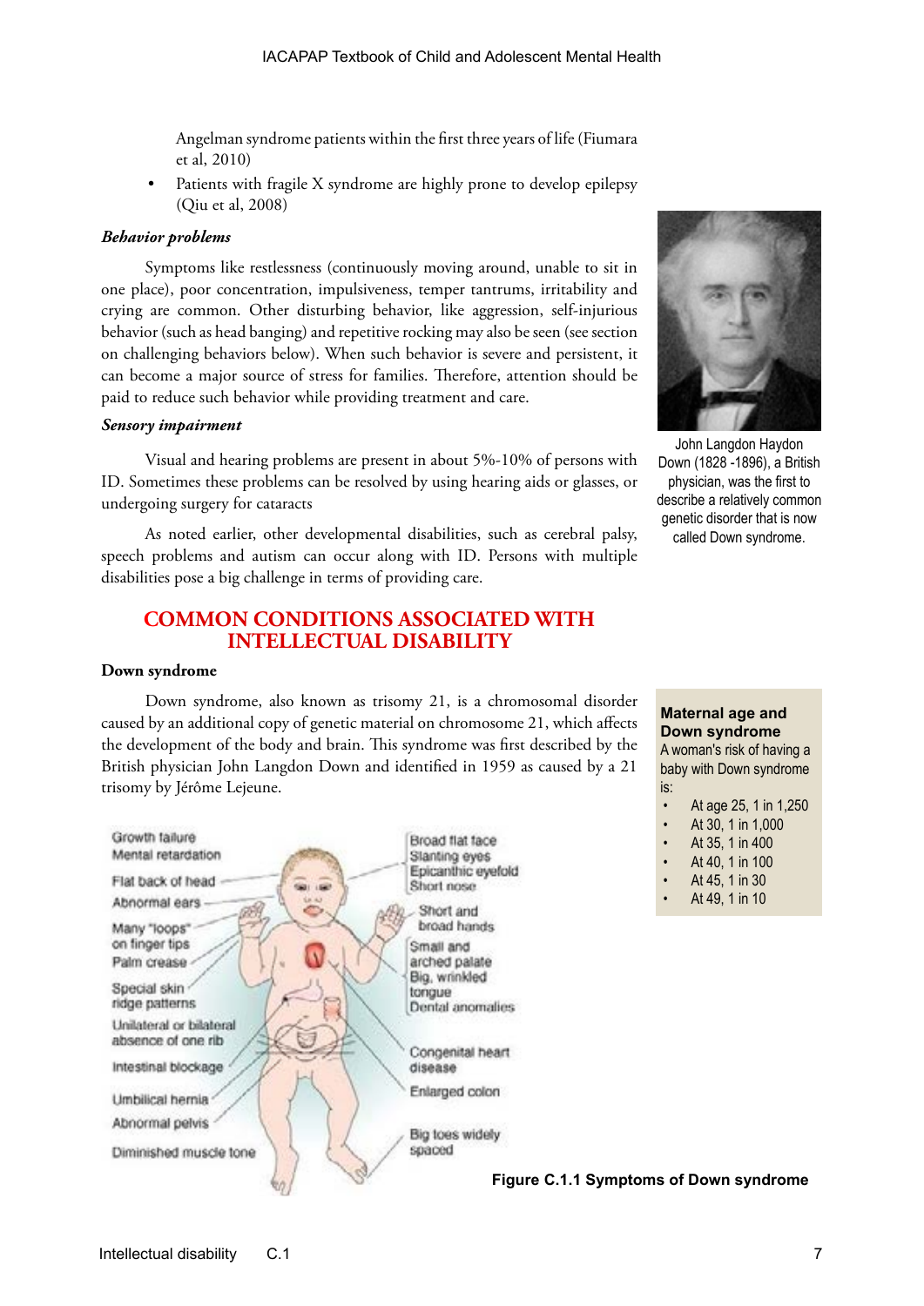Angelman syndrome patients within the first three years of life (Fiumara et al, 2010)

- Patients with fragile X syndrome are highly prone to develop epilepsy (Qiu et al, 2008)

***Behavior problems***

Symptoms like restlessness (continuously moving around, unable to sit in one place), poor concentration, impulsiveness, temper tantrums, irritability and crying are common. Other disturbing behavior, like aggression, self-injurious behavior (such as head banging) and repetitive rocking may also be seen (see section on challenging behaviors below). When such behavior is severe and persistent, it can become a major source of stress for families. Therefore, attention should be paid to reduce such behavior while providing treatment and care.

***Sensory impairment***

Visual and hearing problems are present in about 5%-10% of persons with ID. Sometimes these problems can be resolved by using hearing aids or glasses, or undergoing surgery for cataracts

As noted earlier, other developmental disabilities, such as cerebral palsy, speech problems and autism can occur along with ID. Persons with multiple disabilities pose a big challenge in terms of providing care.

John Langdon Haydon Down (1828 -1896), a British physician, was the first to describe a relatively common genetic disorder that is now called Down syndrome.

## COMMON CONDITIONS ASSOCIATED WITH INTELLECTUAL DISABILITY

**Down syndrome**

Down syndrome, also known as trisomy 21, is a chromosomal disorder caused by an additional copy of genetic material on chromosome 21, which affects the development of the body and brain. This syndrome was first described by the British physician John Langdon Down and identified in 1959 as caused by a 21 trisomy by Jérôme Lejeune.

**Maternal age and Down syndrome**

A woman's risk of having a baby with Down syndrome is:

- At age 25, 1 in 1,250
- At 30, 1 in 1,000
- At 35, 1 in 400
- At 40, 1 in 100
- At 45, 1 in 30
- At 49, 1 in 10

Growth failure
Mental retardation
Flat back of head
Abnormal ears
Many "loops" on finger tips
Palm crease
Special skin ridge patterns
Unilateral or bilateral absence of one rib
Intestinal blockage
Umbilical hernia
Abnormal pelvis
Diminished muscle tone
Broad flat face
Slanting eyes
Epicanthic eyefold
Short nose
Short and broad hands
Small and arched palate
Big, wrinkled tongue
Dental anomalies
Congenital heart disease
Enlarged colon
Big toes widely spaced

**Figure C.1.1 Symptoms of Down syndrome**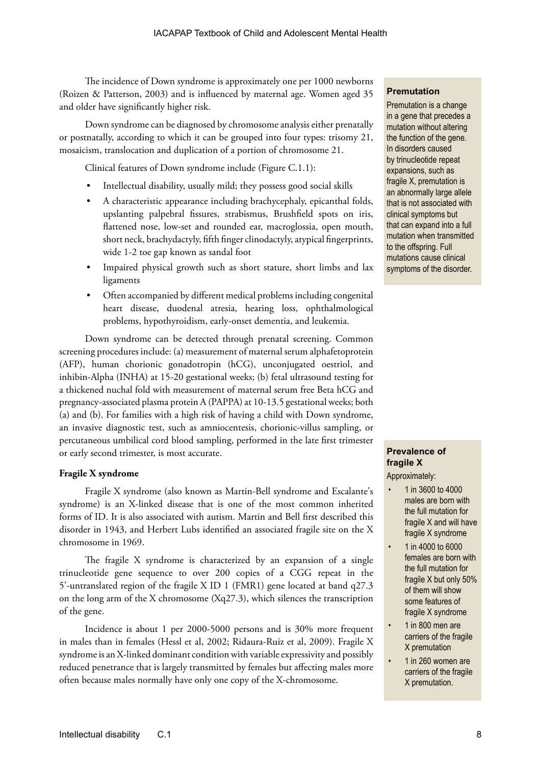The incidence of Down syndrome is approximately one per 1000 newborns (Roizen & Patterson, 2003) and is influenced by maternal age. Women aged 35 and older have significantly higher risk.

Down syndrome can be diagnosed by chromosome analysis either prenatally or postnatally, according to which it can be grouped into four types: trisomy 21, mosaicism, translocation and duplication of a portion of chromosome 21.

Clinical features of Down syndrome include (Figure C.1.1):

- Intellectual disability, usually mild; they possess good social skills
- A characteristic appearance including brachycephaly, epicanthal folds, upslanting palpebral fissures, strabismus, Brushfield spots on iris, flattened nose, low-set and rounded ear, macroglossia, open mouth, short neck, brachydactyly, fifth finger clinodactyly, atypical fingerprints, wide 1-2 toe gap known as sandal foot
- Impaired physical growth such as short stature, short limbs and lax ligaments
- Often accompanied by different medical problems including congenital heart disease, duodenal atresia, hearing loss, ophthalmological problems, hypothyroidism, early-onset dementia, and leukemia.

Down syndrome can be detected through prenatal screening. Common screening procedures include: (a) measurement of maternal serum alphafetoprotein (AFP), human chorionic gonadotropin (hCG), unconjugated oestriol, and inhibin-Alpha (INHA) at 15-20 gestational weeks; (b) fetal ultrasound testing for a thickened nuchal fold with measurement of maternal serum free Beta hCG and pregnancy-associated plasma protein A (PAPPA) at 10-13.5 gestational weeks; both (a) and (b). For families with a high risk of having a child with Down syndrome, an invasive diagnostic test, such as amniocentesis, chorionic-villus sampling, or percutaneous umbilical cord blood sampling, performed in the late first trimester or early second trimester, is most accurate.

**Premutation**

Premutation is a change in a gene that precedes a mutation without altering the function of the gene. In disorders caused by trinucleotide repeat expansions, such as fragile X, premutation is an abnormally large allele that is not associated with clinical symptoms but that can expand into a full mutation when transmitted to the offspring. Full mutations cause clinical symptoms of the disorder.

### Fragile X syndrome

Fragile X syndrome (also known as Martin-Bell syndrome and Escalante's syndrome) is an X-linked disease that is one of the most common inherited forms of ID. It is also associated with autism. Martin and Bell first described this disorder in 1943, and Herbert Lubs identified an associated fragile site on the X chromosome in 1969.

The fragile X syndrome is characterized by an expansion of a single trinucleotide gene sequence to over 200 copies of a CGG repeat in the 5'-untranslated region of the fragile X ID 1 (FMR1) gene located at band q27.3 on the long arm of the X chromosome (Xq27.3), which silences the transcription of the gene.

Incidence is about 1 per 2000-5000 persons and is 30% more frequent in males than in females (Hessl et al, 2002; Ridaura-Ruiz et al, 2009). Fragile X syndrome is an X-linked dominant condition with variable expressivity and possibly reduced penetrance that is largely transmitted by females but affecting males more often because males normally have only one copy of the X-chromosome.

**Prevalence of fragile X**

Approximately:

- 1 in 3600 to 4000 males are born with the full mutation for fragile X and will have fragile X syndrome
- 1 in 4000 to 6000 females are born with the full mutation for fragile X but only 50% of them will show some features of fragile X syndrome
- 1 in 800 men are carriers of the fragile X premutation
- 1 in 260 women are carriers of the fragile X premutation.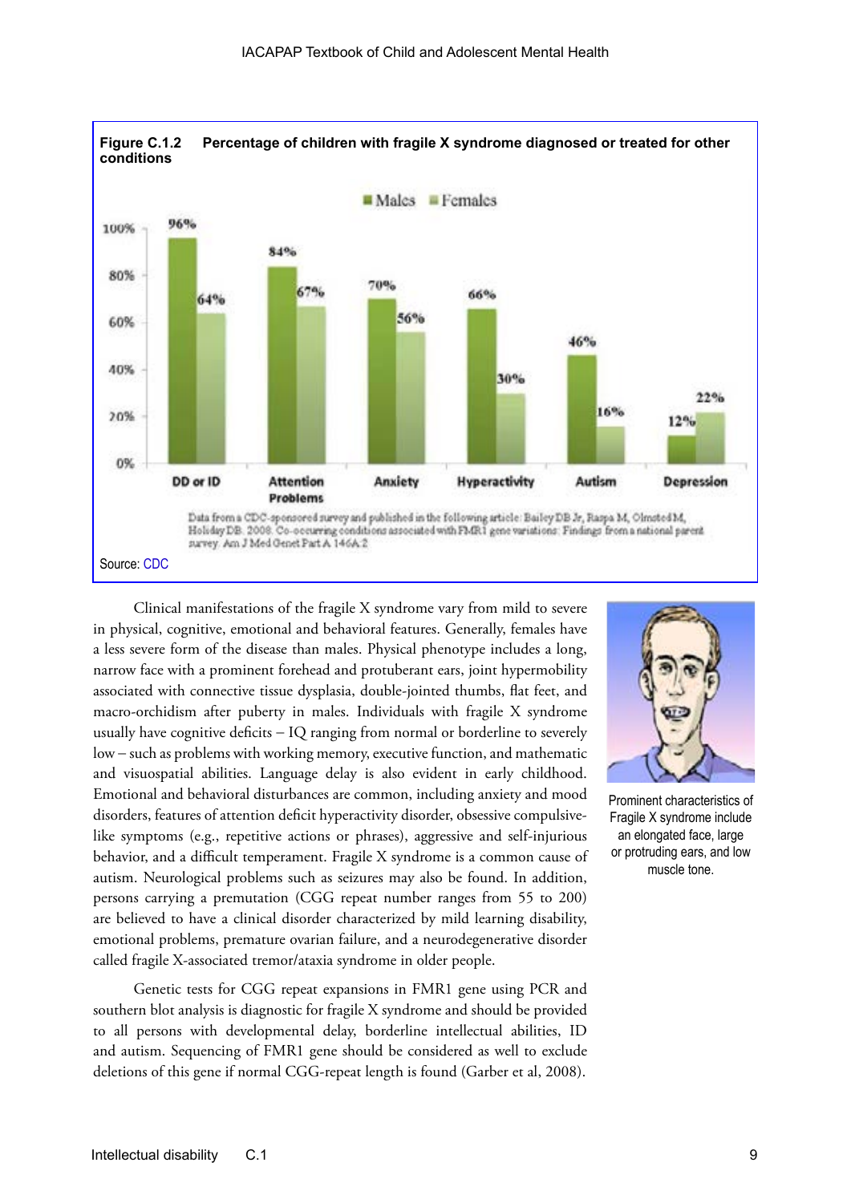**Figure C.1.2 Percentage of children with fragile X syndrome diagnosed or treated for other conditions**

| Condition | Males | Females |
|---|---|---|
| DD or ID | 96% | 64% |
| Attention Problems | 84% | 67% |
| Anxiety | 70% | 56% |
| Hyperactivity | 66% | 30% |
| Autism | 46% | 16% |
| Depression | 12% | 22% |

Data from a CDC-sponsored survey and published in the following article: Bailey DB Jr, Raspa M, Olmsted M, Holiday DB. 2008. Co-occurring conditions associated with FMR1 gene variations: Findings from a national parent survey. Am J Med Genet Part A 146A:2

Source: CDC

Clinical manifestations of the fragile X syndrome vary from mild to severe in physical, cognitive, emotional and behavioral features. Generally, females have a less severe form of the disease than males. Physical phenotype includes a long, narrow face with a prominent forehead and protuberant ears, joint hypermobility associated with connective tissue dysplasia, double-jointed thumbs, flat feet, and macro-orchidism after puberty in males. Individuals with fragile X syndrome usually have cognitive deficits – IQ ranging from normal or borderline to severely low – such as problems with working memory, executive function, and mathematic and visuospatial abilities. Language delay is also evident in early childhood. Emotional and behavioral disturbances are common, including anxiety and mood disorders, features of attention deficit hyperactivity disorder, obsessive compulsive-like symptoms (e.g., repetitive actions or phrases), aggressive and self-injurious behavior, and a difficult temperament. Fragile X syndrome is a common cause of autism. Neurological problems such as seizures may also be found. In addition, persons carrying a premutation (CGG repeat number ranges from 55 to 200) are believed to have a clinical disorder characterized by mild learning disability, emotional problems, premature ovarian failure, and a neurodegenerative disorder called fragile X-associated tremor/ataxia syndrome in older people.

Prominent characteristics of Fragile X syndrome include an elongated face, large or protruding ears, and low muscle tone.

Genetic tests for CGG repeat expansions in FMR1 gene using PCR and southern blot analysis is diagnostic for fragile X syndrome and should be provided to all persons with developmental delay, borderline intellectual abilities, ID and autism. Sequencing of FMR1 gene should be considered as well to exclude deletions of this gene if normal CGG-repeat length is found (Garber et al, 2008).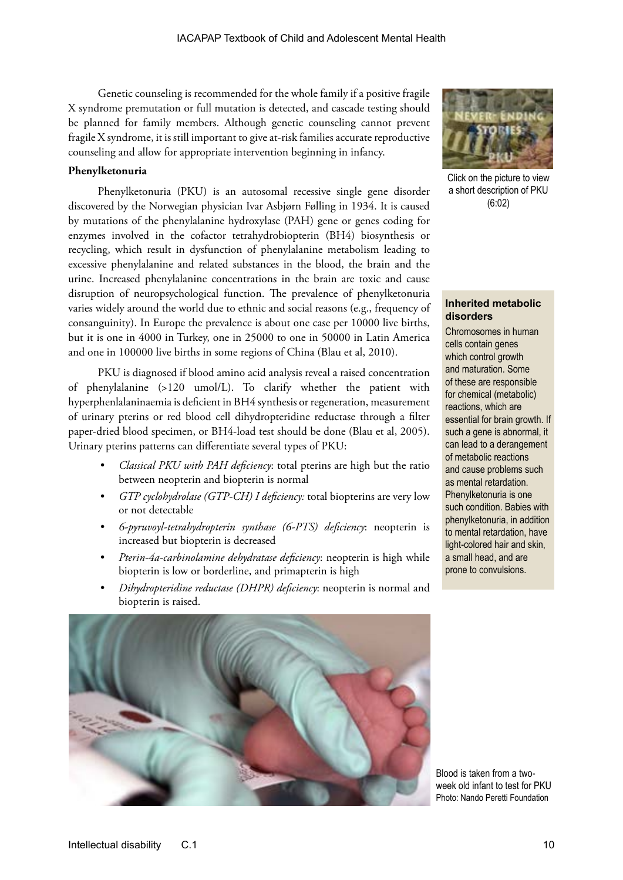Genetic counseling is recommended for the whole family if a positive fragile X syndrome premutation or full mutation is detected, and cascade testing should be planned for family members. Although genetic counseling cannot prevent fragile X syndrome, it is still important to give at-risk families accurate reproductive counseling and allow for appropriate intervention beginning in infancy.

**Phenylketonuria**

Phenylketonuria (PKU) is an autosomal recessive single gene disorder discovered by the Norwegian physician Ivar Asbjørn Følling in 1934. It is caused by mutations of the phenylalanine hydroxylase (PAH) gene or genes coding for enzymes involved in the cofactor tetrahydrobiopterin (BH4) biosynthesis or recycling, which result in dysfunction of phenylalanine metabolism leading to excessive phenylalanine and related substances in the blood, the brain and the urine. Increased phenylalanine concentrations in the brain are toxic and cause disruption of neuropsychological function. The prevalence of phenylketonuria varies widely around the world due to ethnic and social reasons (e.g., frequency of consanguinity). In Europe the prevalence is about one case per 10000 live births, but it is one in 4000 in Turkey, one in 25000 to one in 50000 in Latin America and one in 100000 live births in some regions of China (Blau et al, 2010).

PKU is diagnosed if blood amino acid analysis reveal a raised concentration of phenylalanine (>120 umol/L). To clarify whether the patient with hyperphenlalaninaemia is deficient in BH4 synthesis or regeneration, measurement of urinary pterins or red blood cell dihydropteridine reductase through a filter paper-dried blood specimen, or BH4-load test should be done (Blau et al, 2005). Urinary pterins patterns can differentiate several types of PKU:

- *Classical PKU with PAH deficiency*: total pterins are high but the ratio between neopterin and biopterin is normal
- *GTP cyclohydrolase (GTP-CH) I deficiency:* total biopterins are very low or not detectable
- *6-pyruvoyl-tetrahydropterin synthase (6-PTS) deficiency*: neopterin is increased but biopterin is decreased
- *Pterin-4a-carbinolamine dehydratase deficiency*: neopterin is high while biopterin is low or borderline, and primapterin is high
- *Dihydropteridine reductase (DHPR) deficiency*: neopterin is normal and biopterin is raised.

Click on the picture to view a short description of PKU (6:02)

**Inherited metabolic disorders**

Chromosomes in human cells contain genes which control growth and maturation. Some of these are responsible for chemical (metabolic) reactions, which are essential for brain growth. If such a gene is abnormal, it can lead to a derangement of metabolic reactions and cause problems such as mental retardation. Phenylketonuria is one such condition. Babies with phenylketonuria, in addition to mental retardation, have light-colored hair and skin, a small head, and are prone to convulsions.

Blood is taken from a two-week old infant to test for PKU
Photo: Nando Peretti Foundation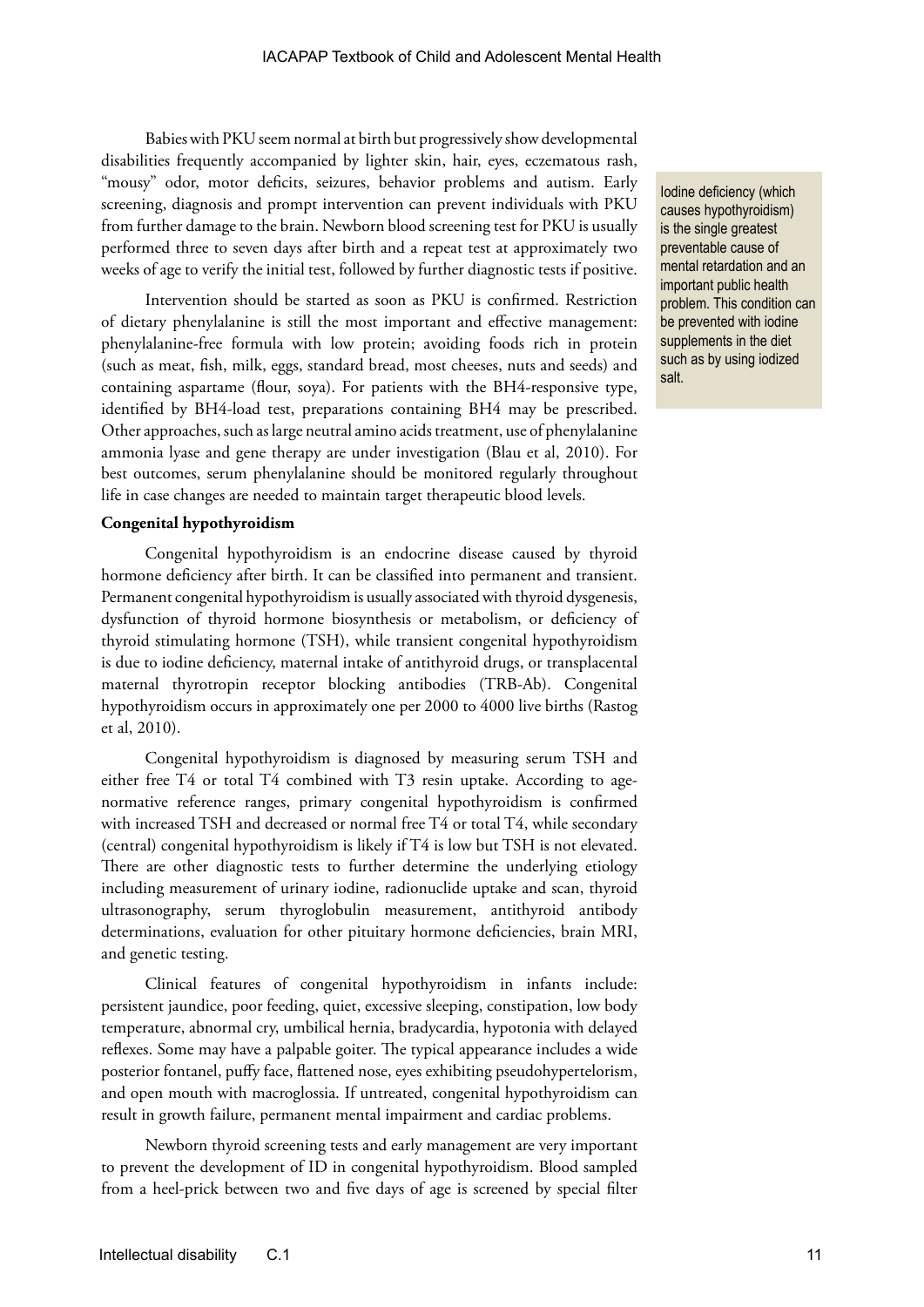Babies with PKU seem normal at birth but progressively show developmental disabilities frequently accompanied by lighter skin, hair, eyes, eczematous rash, "mousy" odor, motor deficits, seizures, behavior problems and autism. Early screening, diagnosis and prompt intervention can prevent individuals with PKU from further damage to the brain. Newborn blood screening test for PKU is usually performed three to seven days after birth and a repeat test at approximately two weeks of age to verify the initial test, followed by further diagnostic tests if positive.

Iodine deficiency (which causes hypothyroidism) is the single greatest preventable cause of mental retardation and an important public health problem. This condition can be prevented with iodine supplements in the diet such as by using iodized salt.

Intervention should be started as soon as PKU is confirmed. Restriction of dietary phenylalanine is still the most important and effective management: phenylalanine-free formula with low protein; avoiding foods rich in protein (such as meat, fish, milk, eggs, standard bread, most cheeses, nuts and seeds) and containing aspartame (flour, soya). For patients with the BH4-responsive type, identified by BH4-load test, preparations containing BH4 may be prescribed. Other approaches, such as large neutral amino acids treatment, use of phenylalanine ammonia lyase and gene therapy are under investigation (Blau et al, 2010). For best outcomes, serum phenylalanine should be monitored regularly throughout life in case changes are needed to maintain target therapeutic blood levels.

**Congenital hypothyroidism**

Congenital hypothyroidism is an endocrine disease caused by thyroid hormone deficiency after birth. It can be classified into permanent and transient. Permanent congenital hypothyroidism is usually associated with thyroid dysgenesis, dysfunction of thyroid hormone biosynthesis or metabolism, or deficiency of thyroid stimulating hormone (TSH), while transient congenital hypothyroidism is due to iodine deficiency, maternal intake of antithyroid drugs, or transplacental maternal thyrotropin receptor blocking antibodies (TRB-Ab). Congenital hypothyroidism occurs in approximately one per 2000 to 4000 live births (Rastog et al, 2010).

Congenital hypothyroidism is diagnosed by measuring serum TSH and either free T4 or total T4 combined with T3 resin uptake. According to age-normative reference ranges, primary congenital hypothyroidism is confirmed with increased TSH and decreased or normal free T4 or total T4, while secondary (central) congenital hypothyroidism is likely if T4 is low but TSH is not elevated. There are other diagnostic tests to further determine the underlying etiology including measurement of urinary iodine, radionuclide uptake and scan, thyroid ultrasonography, serum thyroglobulin measurement, antithyroid antibody determinations, evaluation for other pituitary hormone deficiencies, brain MRI, and genetic testing.

Clinical features of congenital hypothyroidism in infants include: persistent jaundice, poor feeding, quiet, excessive sleeping, constipation, low body temperature, abnormal cry, umbilical hernia, bradycardia, hypotonia with delayed reflexes. Some may have a palpable goiter. The typical appearance includes a wide posterior fontanel, puffy face, flattened nose, eyes exhibiting pseudohypertelorism, and open mouth with macroglossia. If untreated, congenital hypothyroidism can result in growth failure, permanent mental impairment and cardiac problems.

Newborn thyroid screening tests and early management are very important to prevent the development of ID in congenital hypothyroidism. Blood sampled from a heel-prick between two and five days of age is screened by special filter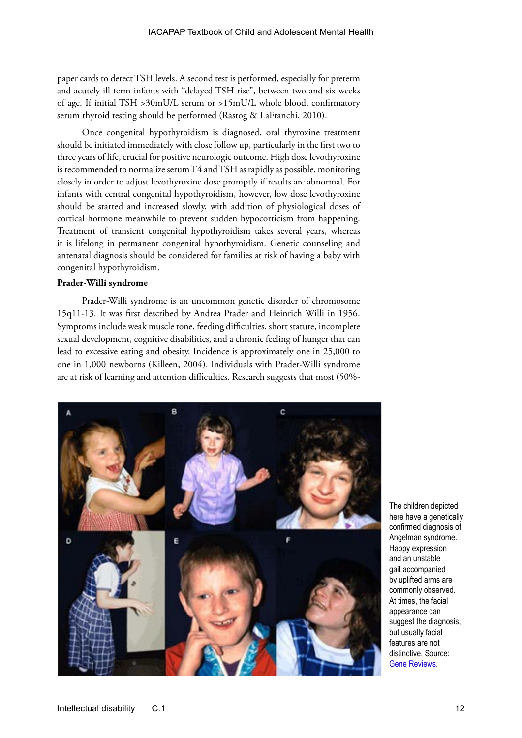paper cards to detect TSH levels. A second test is performed, especially for preterm and acutely ill term infants with "delayed TSH rise", between two and six weeks of age. If initial TSH >30mU/L serum or >15mU/L whole blood, confirmatory serum thyroid testing should be performed (Rastog & LaFranchi, 2010).

Once congenital hypothyroidism is diagnosed, oral thyroxine treatment should be initiated immediately with close follow up, particularly in the first two to three years of life, crucial for positive neurologic outcome. High dose levothyroxine is recommended to normalize serum T4 and TSH as rapidly as possible, monitoring closely in order to adjust levothyroxine dose promptly if results are abnormal. For infants with central congenital hypothyroidism, however, low dose levothyroxine should be started and increased slowly, with addition of physiological doses of cortical hormone meanwhile to prevent sudden hypocorticism from happening. Treatment of transient congenital hypothyroidism takes several years, whereas it is lifelong in permanent congenital hypothyroidism. Genetic counseling and antenatal diagnosis should be considered for families at risk of having a baby with congenital hypothyroidism.

**Prader-Willi syndrome**

Prader-Willi syndrome is an uncommon genetic disorder of chromosome 15q11-13. It was first described by Andrea Prader and Heinrich Willi in 1956. Symptoms include weak muscle tone, feeding difficulties, short stature, incomplete sexual development, cognitive disabilities, and a chronic feeling of hunger that can lead to excessive eating and obesity. Incidence is approximately one in 25,000 to one in 1,000 newborns (Killeen, 2004). Individuals with Prader-Willi syndrome are at risk of learning and attention difficulties. Research suggests that most (50%-

The children depicted here have a genetically confirmed diagnosis of Angelman syndrome. Happy expression and an unstable gait accompanied by uplifted arms are commonly observed. At times, the facial appearance can suggest the diagnosis, but usually facial features are not distinctive. Source: Gene Reviews.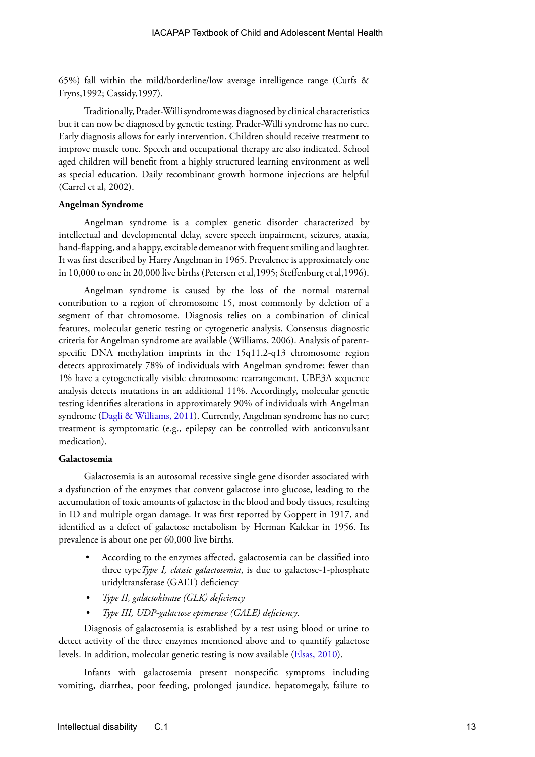65%) fall within the mild/borderline/low average intelligence range (Curfs & Fryns,1992; Cassidy,1997).

Traditionally, Prader-Willi syndrome was diagnosed by clinical characteristics but it can now be diagnosed by genetic testing. Prader-Willi syndrome has no cure. Early diagnosis allows for early intervention. Children should receive treatment to improve muscle tone. Speech and occupational therapy are also indicated. School aged children will benefit from a highly structured learning environment as well as special education. Daily recombinant growth hormone injections are helpful (Carrel et al, 2002).

**Angelman Syndrome**

Angelman syndrome is a complex genetic disorder characterized by intellectual and developmental delay, severe speech impairment, seizures, ataxia, hand-flapping, and a happy, excitable demeanor with frequent smiling and laughter. It was first described by Harry Angelman in 1965. Prevalence is approximately one in 10,000 to one in 20,000 live births (Petersen et al,1995; Steffenburg et al,1996).

Angelman syndrome is caused by the loss of the normal maternal contribution to a region of chromosome 15, most commonly by deletion of a segment of that chromosome. Diagnosis relies on a combination of clinical features, molecular genetic testing or cytogenetic analysis. Consensus diagnostic criteria for Angelman syndrome are available (Williams, 2006). Analysis of parent-specific DNA methylation imprints in the 15q11.2-q13 chromosome region detects approximately 78% of individuals with Angelman syndrome; fewer than 1% have a cytogenetically visible chromosome rearrangement. UBE3A sequence analysis detects mutations in an additional 11%. Accordingly, molecular genetic testing identifies alterations in approximately 90% of individuals with Angelman syndrome (Dagli & Williams, 2011). Currently, Angelman syndrome has no cure; treatment is symptomatic (e.g., epilepsy can be controlled with anticonvulsant medication).

**Galactosemia**

Galactosemia is an autosomal recessive single gene disorder associated with a dysfunction of the enzymes that convent galactose into glucose, leading to the accumulation of toxic amounts of galactose in the blood and body tissues, resulting in ID and multiple organ damage. It was first reported by Goppert in 1917, and identified as a defect of galactose metabolism by Herman Kalckar in 1956. Its prevalence is about one per 60,000 live births.

- According to the enzymes affected, galactosemia can be classified into three type*Type I, classic galactosemia*, is due to galactose-1-phosphate uridyltransferase (GALT) deficiency
- *Type II, galactokinase (GLK) deficiency*
- *Type III, UDP-galactose epimerase (GALE) deficiency.*

Diagnosis of galactosemia is established by a test using blood or urine to detect activity of the three enzymes mentioned above and to quantify galactose levels. In addition, molecular genetic testing is now available (Elsas, 2010).

Infants with galactosemia present nonspecific symptoms including vomiting, diarrhea, poor feeding, prolonged jaundice, hepatomegaly, failure to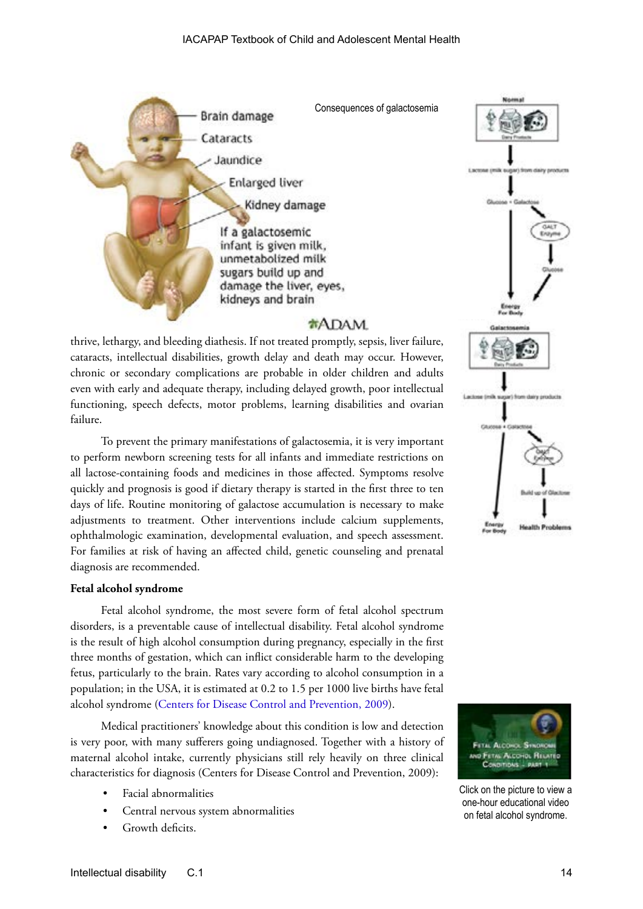Consequences of galactosemia

thrive, lethargy, and bleeding diathesis. If not treated promptly, sepsis, liver failure, cataracts, intellectual disabilities, growth delay and death may occur. However, chronic or secondary complications are probable in older children and adults even with early and adequate therapy, including delayed growth, poor intellectual functioning, speech defects, motor problems, learning disabilities and ovarian failure.

To prevent the primary manifestations of galactosemia, it is very important to perform newborn screening tests for all infants and immediate restrictions on all lactose-containing foods and medicines in those affected. Symptoms resolve quickly and prognosis is good if dietary therapy is started in the first three to ten days of life. Routine monitoring of galactose accumulation is necessary to make adjustments to treatment. Other interventions include calcium supplements, ophthalmologic examination, developmental evaluation, and speech assessment. For families at risk of having an affected child, genetic counseling and prenatal diagnosis are recommended.

**Fetal alcohol syndrome**

Fetal alcohol syndrome, the most severe form of fetal alcohol spectrum disorders, is a preventable cause of intellectual disability. Fetal alcohol syndrome is the result of high alcohol consumption during pregnancy, especially in the first three months of gestation, which can inflict considerable harm to the developing fetus, particularly to the brain. Rates vary according to alcohol consumption in a population; in the USA, it is estimated at 0.2 to 1.5 per 1000 live births have fetal alcohol syndrome (Centers for Disease Control and Prevention, 2009).

Medical practitioners' knowledge about this condition is low and detection is very poor, with many sufferers going undiagnosed. Together with a history of maternal alcohol intake, currently physicians still rely heavily on three clinical characteristics for diagnosis (Centers for Disease Control and Prevention, 2009):

- Facial abnormalities
- Central nervous system abnormalities
- Growth deficits.

Click on the picture to view a one-hour educational video on fetal alcohol syndrome.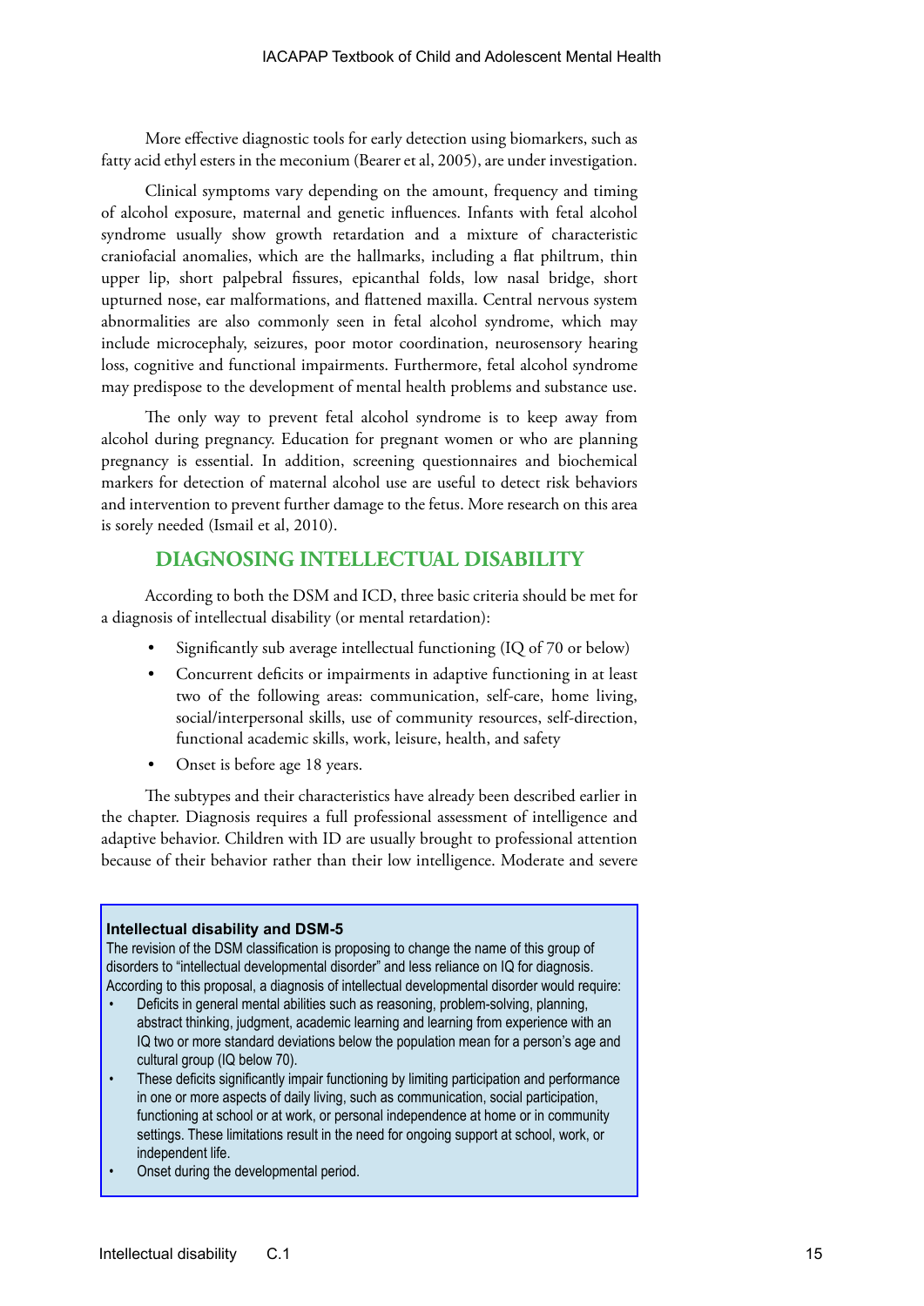More effective diagnostic tools for early detection using biomarkers, such as fatty acid ethyl esters in the meconium (Bearer et al, 2005), are under investigation.

Clinical symptoms vary depending on the amount, frequency and timing of alcohol exposure, maternal and genetic influences. Infants with fetal alcohol syndrome usually show growth retardation and a mixture of characteristic craniofacial anomalies, which are the hallmarks, including a flat philtrum, thin upper lip, short palpebral fissures, epicanthal folds, low nasal bridge, short upturned nose, ear malformations, and flattened maxilla. Central nervous system abnormalities are also commonly seen in fetal alcohol syndrome, which may include microcephaly, seizures, poor motor coordination, neurosensory hearing loss, cognitive and functional impairments. Furthermore, fetal alcohol syndrome may predispose to the development of mental health problems and substance use.

The only way to prevent fetal alcohol syndrome is to keep away from alcohol during pregnancy. Education for pregnant women or who are planning pregnancy is essential. In addition, screening questionnaires and biochemical markers for detection of maternal alcohol use are useful to detect risk behaviors and intervention to prevent further damage to the fetus. More research on this area is sorely needed (Ismail et al, 2010).

## DIAGNOSING INTELLECTUAL DISABILITY

According to both the DSM and ICD, three basic criteria should be met for a diagnosis of intellectual disability (or mental retardation):

- Significantly sub average intellectual functioning (IQ of 70 or below)
- Concurrent deficits or impairments in adaptive functioning in at least two of the following areas: communication, self-care, home living, social/interpersonal skills, use of community resources, self-direction, functional academic skills, work, leisure, health, and safety
- Onset is before age 18 years.

The subtypes and their characteristics have already been described earlier in the chapter. Diagnosis requires a full professional assessment of intelligence and adaptive behavior. Children with ID are usually brought to professional attention because of their behavior rather than their low intelligence. Moderate and severe

**Intellectual disability and DSM-5**

The revision of the DSM classification is proposing to change the name of this group of disorders to "intellectual developmental disorder" and less reliance on IQ for diagnosis. According to this proposal, a diagnosis of intellectual developmental disorder would require:

- Deficits in general mental abilities such as reasoning, problem-solving, planning, abstract thinking, judgment, academic learning and learning from experience with an IQ two or more standard deviations below the population mean for a person's age and cultural group (IQ below 70).
- These deficits significantly impair functioning by limiting participation and performance in one or more aspects of daily living, such as communication, social participation, functioning at school or at work, or personal independence at home or in community settings. These limitations result in the need for ongoing support at school, work, or independent life.
- Onset during the developmental period.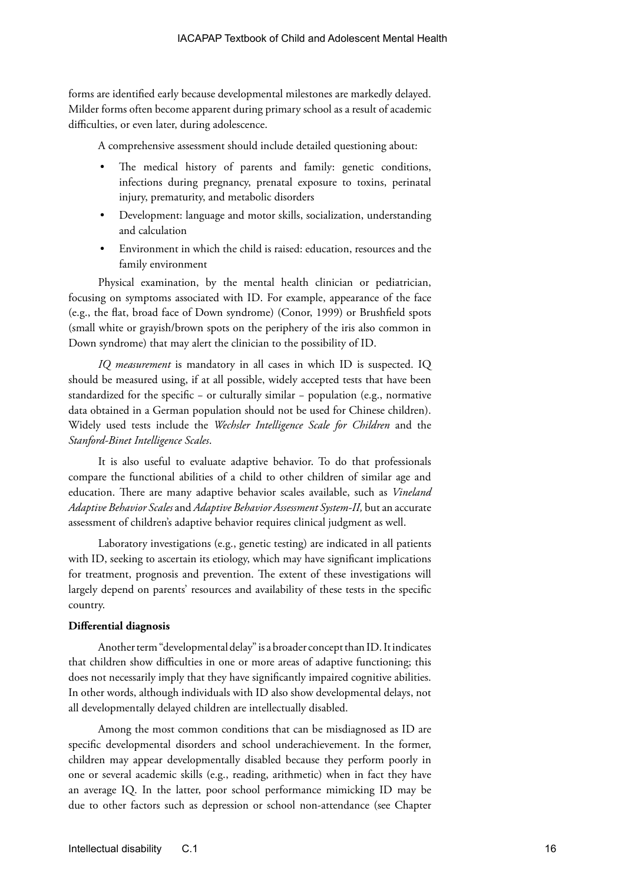forms are identified early because developmental milestones are markedly delayed. Milder forms often become apparent during primary school as a result of academic difficulties, or even later, during adolescence.

A comprehensive assessment should include detailed questioning about:

- The medical history of parents and family: genetic conditions, infections during pregnancy, prenatal exposure to toxins, perinatal injury, prematurity, and metabolic disorders
- Development: language and motor skills, socialization, understanding and calculation
- Environment in which the child is raised: education, resources and the family environment

Physical examination, by the mental health clinician or pediatrician, focusing on symptoms associated with ID. For example, appearance of the face (e.g., the flat, broad face of Down syndrome) (Conor, 1999) or Brushfield spots (small white or grayish/brown spots on the periphery of the iris also common in Down syndrome) that may alert the clinician to the possibility of ID.

*IQ measurement* is mandatory in all cases in which ID is suspected. IQ should be measured using, if at all possible, widely accepted tests that have been standardized for the specific – or culturally similar – population (e.g., normative data obtained in a German population should not be used for Chinese children). Widely used tests include the *Wechsler Intelligence Scale for Children* and the *Stanford-Binet Intelligence Scales*.

It is also useful to evaluate adaptive behavior. To do that professionals compare the functional abilities of a child to other children of similar age and education. There are many adaptive behavior scales available, such as *Vineland Adaptive Behavior Scales* and *Adaptive Behavior Assessment System-II,* but an accurate assessment of children's adaptive behavior requires clinical judgment as well.

Laboratory investigations (e.g., genetic testing) are indicated in all patients with ID, seeking to ascertain its etiology, which may have significant implications for treatment, prognosis and prevention. The extent of these investigations will largely depend on parents' resources and availability of these tests in the specific country.

**Differential diagnosis**

Another term "developmental delay" is a broader concept than ID. It indicates that children show difficulties in one or more areas of adaptive functioning; this does not necessarily imply that they have significantly impaired cognitive abilities. In other words, although individuals with ID also show developmental delays, not all developmentally delayed children are intellectually disabled.

Among the most common conditions that can be misdiagnosed as ID are specific developmental disorders and school underachievement. In the former, children may appear developmentally disabled because they perform poorly in one or several academic skills (e.g., reading, arithmetic) when in fact they have an average IQ. In the latter, poor school performance mimicking ID may be due to other factors such as depression or school non-attendance (see Chapter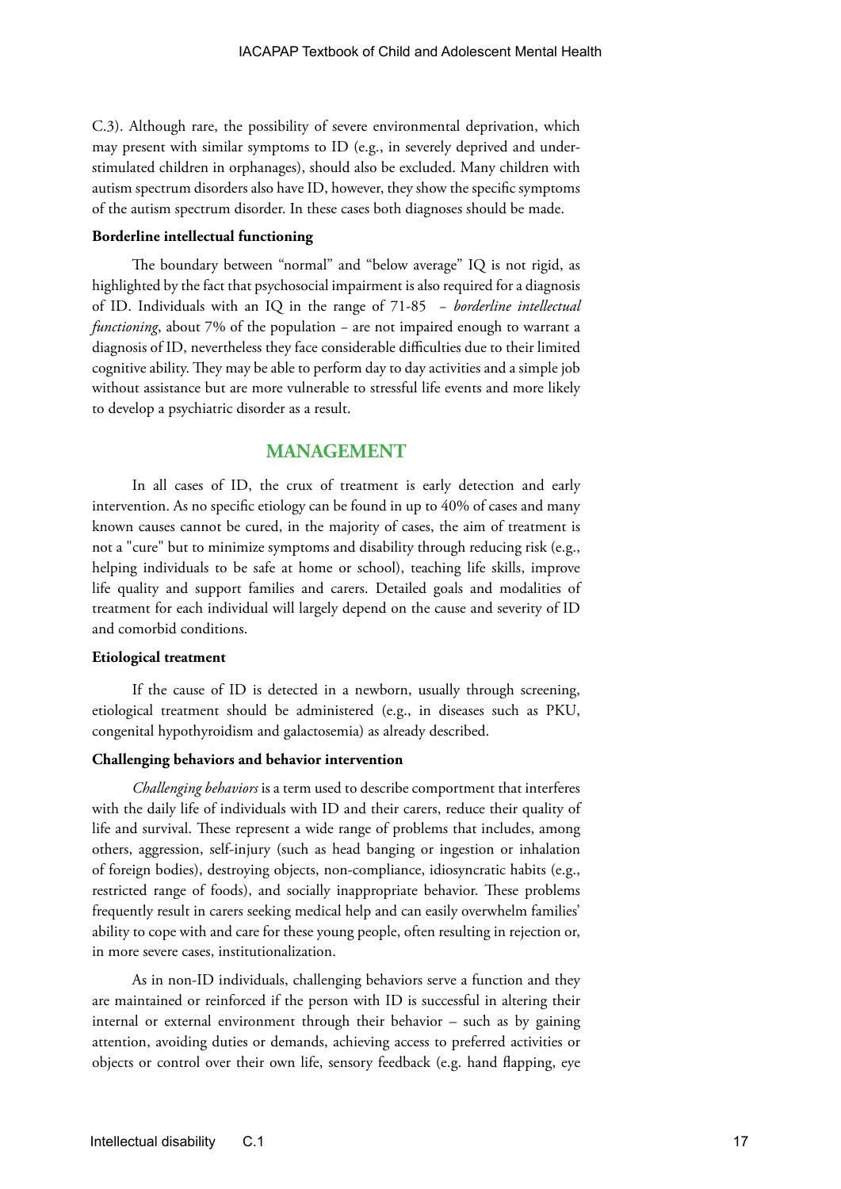C.3). Although rare, the possibility of severe environmental deprivation, which may present with similar symptoms to ID (e.g., in severely deprived and under-stimulated children in orphanages), should also be excluded. Many children with autism spectrum disorders also have ID, however, they show the specific symptoms of the autism spectrum disorder. In these cases both diagnoses should be made.

**Borderline intellectual functioning**

The boundary between "normal" and "below average" IQ is not rigid, as highlighted by the fact that psychosocial impairment is also required for a diagnosis of ID. Individuals with an IQ in the range of 71-85 – *borderline intellectual functioning*, about 7% of the population – are not impaired enough to warrant a diagnosis of ID, nevertheless they face considerable difficulties due to their limited cognitive ability. They may be able to perform day to day activities and a simple job without assistance but are more vulnerable to stressful life events and more likely to develop a psychiatric disorder as a result.

## MANAGEMENT

In all cases of ID, the crux of treatment is early detection and early intervention. As no specific etiology can be found in up to 40% of cases and many known causes cannot be cured, in the majority of cases, the aim of treatment is not a "cure" but to minimize symptoms and disability through reducing risk (e.g., helping individuals to be safe at home or school), teaching life skills, improve life quality and support families and carers. Detailed goals and modalities of treatment for each individual will largely depend on the cause and severity of ID and comorbid conditions.

**Etiological treatment**

If the cause of ID is detected in a newborn, usually through screening, etiological treatment should be administered (e.g., in diseases such as PKU, congenital hypothyroidism and galactosemia) as already described.

**Challenging behaviors and behavior intervention**

*Challenging behaviors* is a term used to describe comportment that interferes with the daily life of individuals with ID and their carers, reduce their quality of life and survival. These represent a wide range of problems that includes, among others, aggression, self-injury (such as head banging or ingestion or inhalation of foreign bodies), destroying objects, non-compliance, idiosyncratic habits (e.g., restricted range of foods), and socially inappropriate behavior. These problems frequently result in carers seeking medical help and can easily overwhelm families' ability to cope with and care for these young people, often resulting in rejection or, in more severe cases, institutionalization.

As in non-ID individuals, challenging behaviors serve a function and they are maintained or reinforced if the person with ID is successful in altering their internal or external environment through their behavior – such as by gaining attention, avoiding duties or demands, achieving access to preferred activities or objects or control over their own life, sensory feedback (e.g. hand flapping, eye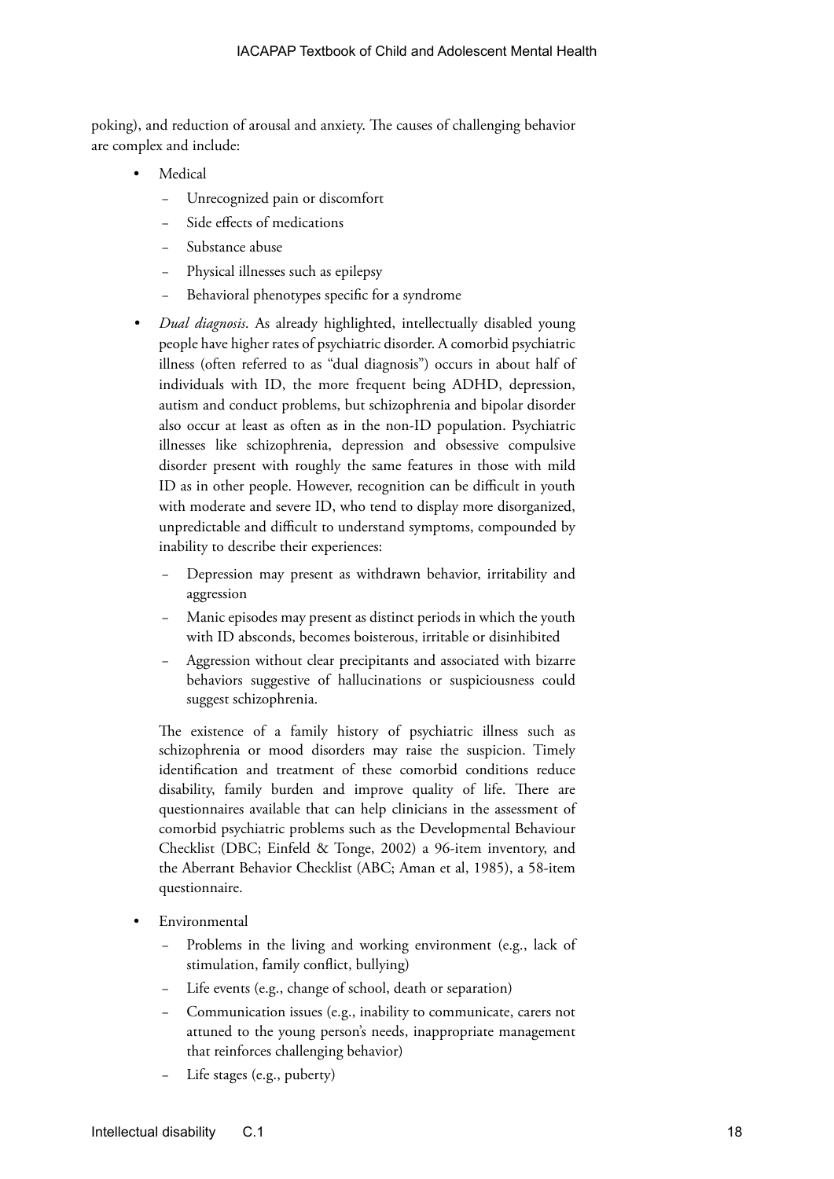poking), and reduction of arousal and anxiety. The causes of challenging behavior are complex and include:

- Medical
  - Unrecognized pain or discomfort
  - Side effects of medications
  - Substance abuse
  - Physical illnesses such as epilepsy
  - Behavioral phenotypes specific for a syndrome
- *Dual diagnosis*. As already highlighted, intellectually disabled young people have higher rates of psychiatric disorder. A comorbid psychiatric illness (often referred to as "dual diagnosis") occurs in about half of individuals with ID, the more frequent being ADHD, depression, autism and conduct problems, but schizophrenia and bipolar disorder also occur at least as often as in the non-ID population. Psychiatric illnesses like schizophrenia, depression and obsessive compulsive disorder present with roughly the same features in those with mild ID as in other people. However, recognition can be difficult in youth with moderate and severe ID, who tend to display more disorganized, unpredictable and difficult to understand symptoms, compounded by inability to describe their experiences:
  - Depression may present as withdrawn behavior, irritability and aggression
  - Manic episodes may present as distinct periods in which the youth with ID absconds, becomes boisterous, irritable or disinhibited
  - Aggression without clear precipitants and associated with bizarre behaviors suggestive of hallucinations or suspiciousness could suggest schizophrenia.

  The existence of a family history of psychiatric illness such as schizophrenia or mood disorders may raise the suspicion. Timely identification and treatment of these comorbid conditions reduce disability, family burden and improve quality of life. There are questionnaires available that can help clinicians in the assessment of comorbid psychiatric problems such as the Developmental Behaviour Checklist (DBC; Einfeld & Tonge, 2002) a 96-item inventory, and the Aberrant Behavior Checklist (ABC; Aman et al, 1985), a 58-item questionnaire.
- Environmental
  - Problems in the living and working environment (e.g., lack of stimulation, family conflict, bullying)
  - Life events (e.g., change of school, death or separation)
  - Communication issues (e.g., inability to communicate, carers not attuned to the young person's needs, inappropriate management that reinforces challenging behavior)
  - Life stages (e.g., puberty)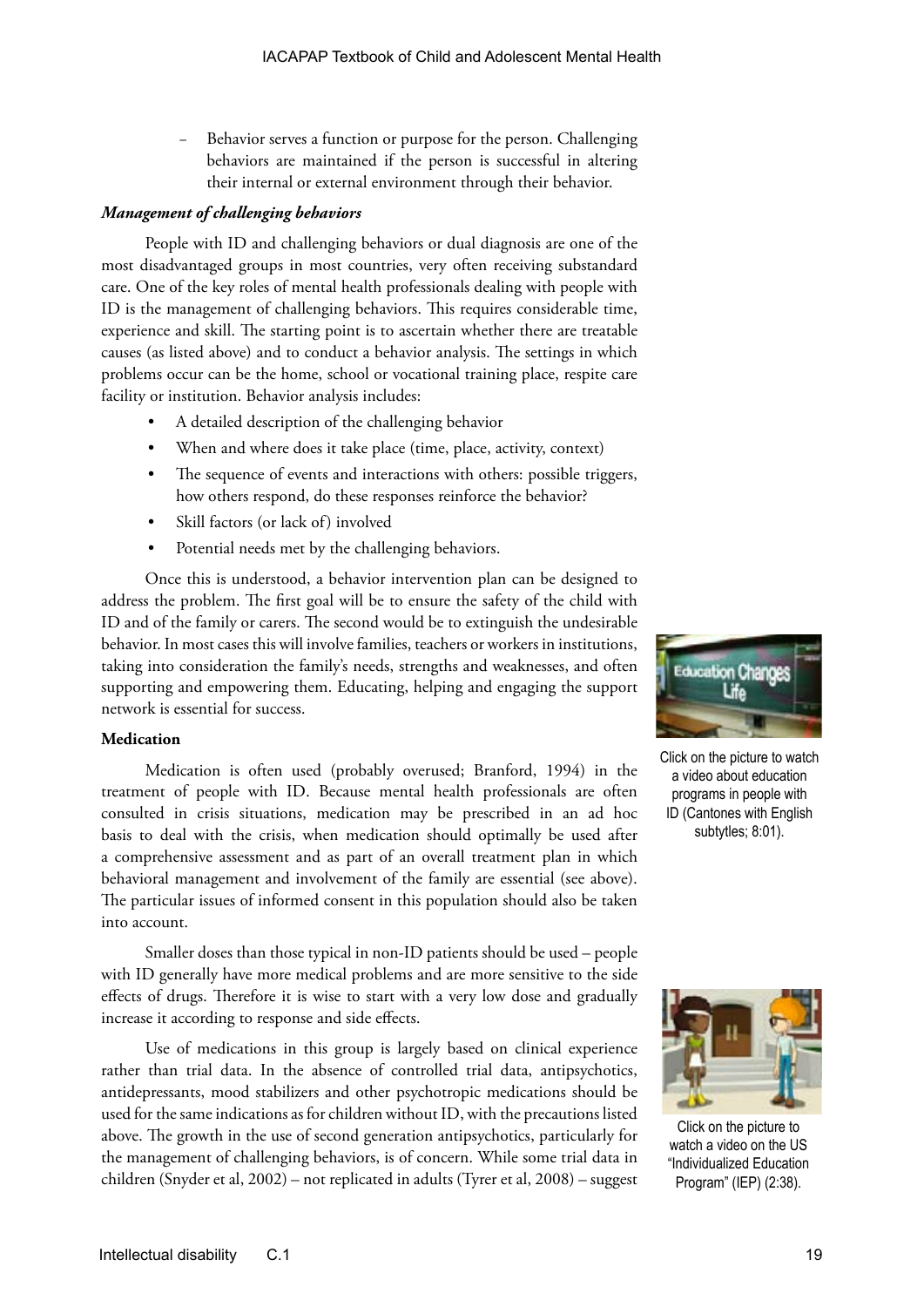– Behavior serves a function or purpose for the person. Challenging behaviors are maintained if the person is successful in altering their internal or external environment through their behavior.

***Management of challenging behaviors***

People with ID and challenging behaviors or dual diagnosis are one of the most disadvantaged groups in most countries, very often receiving substandard care. One of the key roles of mental health professionals dealing with people with ID is the management of challenging behaviors. This requires considerable time, experience and skill. The starting point is to ascertain whether there are treatable causes (as listed above) and to conduct a behavior analysis. The settings in which problems occur can be the home, school or vocational training place, respite care facility or institution. Behavior analysis includes:

- A detailed description of the challenging behavior
- When and where does it take place (time, place, activity, context)
- The sequence of events and interactions with others: possible triggers, how others respond, do these responses reinforce the behavior?
- Skill factors (or lack of) involved
- Potential needs met by the challenging behaviors.

Once this is understood, a behavior intervention plan can be designed to address the problem. The first goal will be to ensure the safety of the child with ID and of the family or carers. The second would be to extinguish the undesirable behavior. In most cases this will involve families, teachers or workers in institutions, taking into consideration the family's needs, strengths and weaknesses, and often supporting and empowering them. Educating, helping and engaging the support network is essential for success.

Click on the picture to watch a video about education programs in people with ID (Cantones with English subtytles; 8:01).

**Medication**

Medication is often used (probably overused; Branford, 1994) in the treatment of people with ID. Because mental health professionals are often consulted in crisis situations, medication may be prescribed in an ad hoc basis to deal with the crisis, when medication should optimally be used after a comprehensive assessment and as part of an overall treatment plan in which behavioral management and involvement of the family are essential (see above). The particular issues of informed consent in this population should also be taken into account.

Smaller doses than those typical in non-ID patients should be used – people with ID generally have more medical problems and are more sensitive to the side effects of drugs. Therefore it is wise to start with a very low dose and gradually increase it according to response and side effects.

Use of medications in this group is largely based on clinical experience rather than trial data. In the absence of controlled trial data, antipsychotics, antidepressants, mood stabilizers and other psychotropic medications should be used for the same indications as for children without ID, with the precautions listed above. The growth in the use of second generation antipsychotics, particularly for the management of challenging behaviors, is of concern. While some trial data in children (Snyder et al, 2002) – not replicated in adults (Tyrer et al, 2008) – suggest

Click on the picture to watch a video on the US "Individualized Education Program" (IEP) (2:38).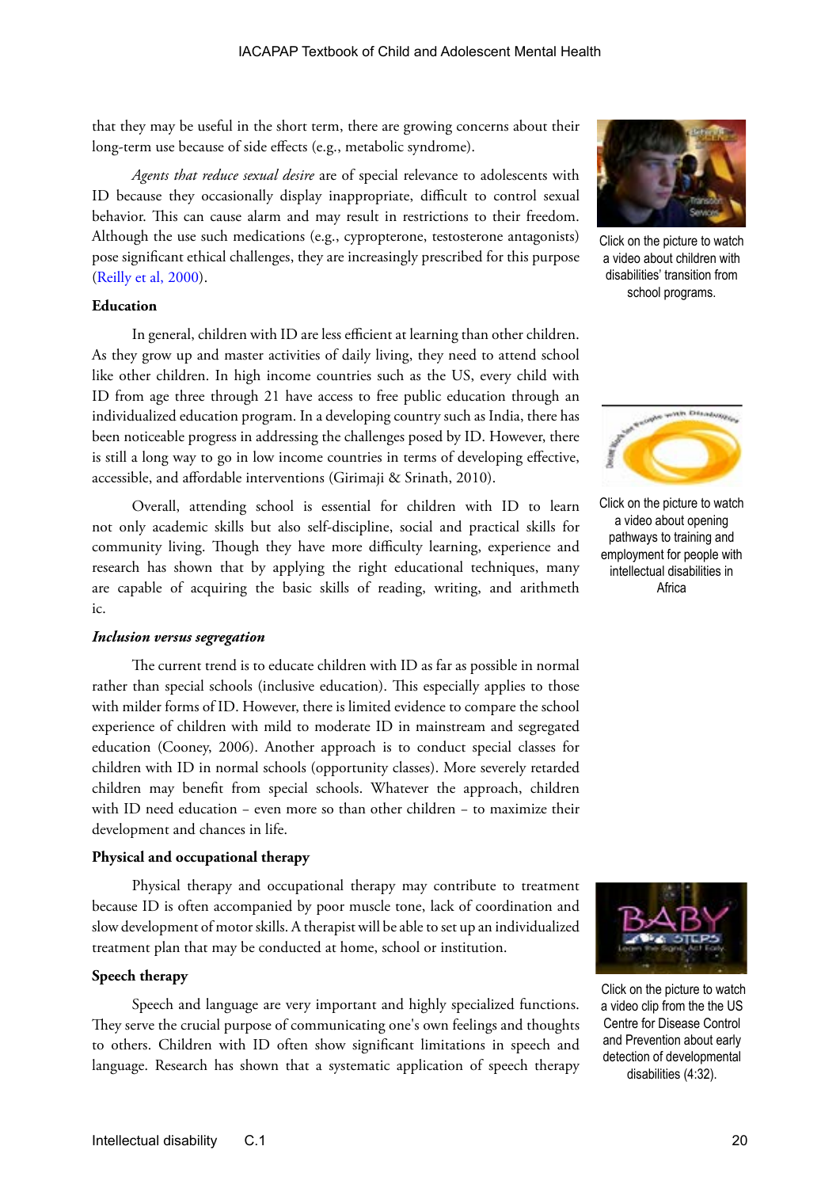that they may be useful in the short term, there are growing concerns about their long-term use because of side effects (e.g., metabolic syndrome).

*Agents that reduce sexual desire* are of special relevance to adolescents with ID because they occasionally display inappropriate, difficult to control sexual behavior. This can cause alarm and may result in restrictions to their freedom. Although the use such medications (e.g., cypropterone, testosterone antagonists) pose significant ethical challenges, they are increasingly prescribed for this purpose (Reilly et al, 2000).

Click on the picture to watch a video about children with disabilities' transition from school programs.

**Education**

In general, children with ID are less efficient at learning than other children. As they grow up and master activities of daily living, they need to attend school like other children. In high income countries such as the US, every child with ID from age three through 21 have access to free public education through an individualized education program. In a developing country such as India, there has been noticeable progress in addressing the challenges posed by ID. However, there is still a long way to go in low income countries in terms of developing effective, accessible, and affordable interventions (Girimaji & Srinath, 2010).

Click on the picture to watch a video about opening pathways to training and employment for people with intellectual disabilities in Africa

Overall, attending school is essential for children with ID to learn not only academic skills but also self-discipline, social and practical skills for community living. Though they have more difficulty learning, experience and research has shown that by applying the right educational techniques, many are capable of acquiring the basic skills of reading, writing, and arithmetic.

***Inclusion versus segregation***

The current trend is to educate children with ID as far as possible in normal rather than special schools (inclusive education). This especially applies to those with milder forms of ID. However, there is limited evidence to compare the school experience of children with mild to moderate ID in mainstream and segregated education (Cooney, 2006). Another approach is to conduct special classes for children with ID in normal schools (opportunity classes). More severely retarded children may benefit from special schools. Whatever the approach, children with ID need education – even more so than other children – to maximize their development and chances in life.

**Physical and occupational therapy**

Physical therapy and occupational therapy may contribute to treatment because ID is often accompanied by poor muscle tone, lack of coordination and slow development of motor skills. A therapist will be able to set up an individualized treatment plan that may be conducted at home, school or institution.

Click on the picture to watch a video clip from the the US Centre for Disease Control and Prevention about early detection of developmental disabilities (4:32).

**Speech therapy**

Speech and language are very important and highly specialized functions. They serve the crucial purpose of communicating one's own feelings and thoughts to others. Children with ID often show significant limitations in speech and language. Research has shown that a systematic application of speech therapy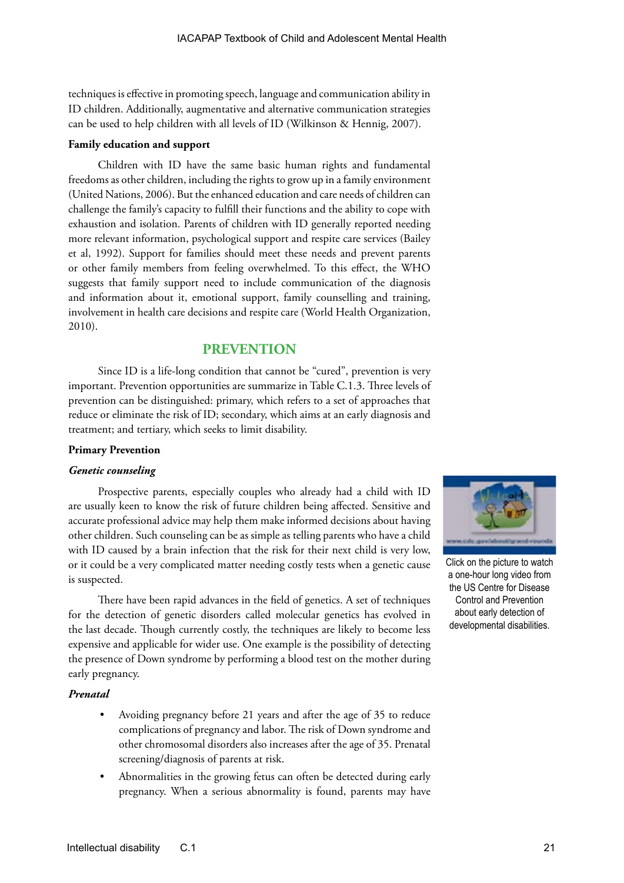techniques is effective in promoting speech, language and communication ability in ID children. Additionally, augmentative and alternative communication strategies can be used to help children with all levels of ID (Wilkinson & Hennig, 2007).

**Family education and support**

Children with ID have the same basic human rights and fundamental freedoms as other children, including the rights to grow up in a family environment (United Nations, 2006). But the enhanced education and care needs of children can challenge the family's capacity to fulfill their functions and the ability to cope with exhaustion and isolation. Parents of children with ID generally reported needing more relevant information, psychological support and respite care services (Bailey et al, 1992). Support for families should meet these needs and prevent parents or other family members from feeling overwhelmed. To this effect, the WHO suggests that family support need to include communication of the diagnosis and information about it, emotional support, family counselling and training, involvement in health care decisions and respite care (World Health Organization, 2010).

## PREVENTION

Since ID is a life-long condition that cannot be "cured", prevention is very important. Prevention opportunities are summarize in Table C.1.3. Three levels of prevention can be distinguished: primary, which refers to a set of approaches that reduce or eliminate the risk of ID; secondary, which aims at an early diagnosis and treatment; and tertiary, which seeks to limit disability.

**Primary Prevention**

***Genetic counseling***

Prospective parents, especially couples who already had a child with ID are usually keen to know the risk of future children being affected. Sensitive and accurate professional advice may help them make informed decisions about having other children. Such counseling can be as simple as telling parents who have a child with ID caused by a brain infection that the risk for their next child is very low, or it could be a very complicated matter needing costly tests when a genetic cause is suspected.

Click on the picture to watch a one-hour long video from the US Centre for Disease Control and Prevention about early detection of developmental disabilities.

There have been rapid advances in the field of genetics. A set of techniques for the detection of genetic disorders called molecular genetics has evolved in the last decade. Though currently costly, the techniques are likely to become less expensive and applicable for wider use. One example is the possibility of detecting the presence of Down syndrome by performing a blood test on the mother during early pregnancy.

***Prenatal***

- Avoiding pregnancy before 21 years and after the age of 35 to reduce complications of pregnancy and labor. The risk of Down syndrome and other chromosomal disorders also increases after the age of 35. Prenatal screening/diagnosis of parents at risk.
- Abnormalities in the growing fetus can often be detected during early pregnancy. When a serious abnormality is found, parents may have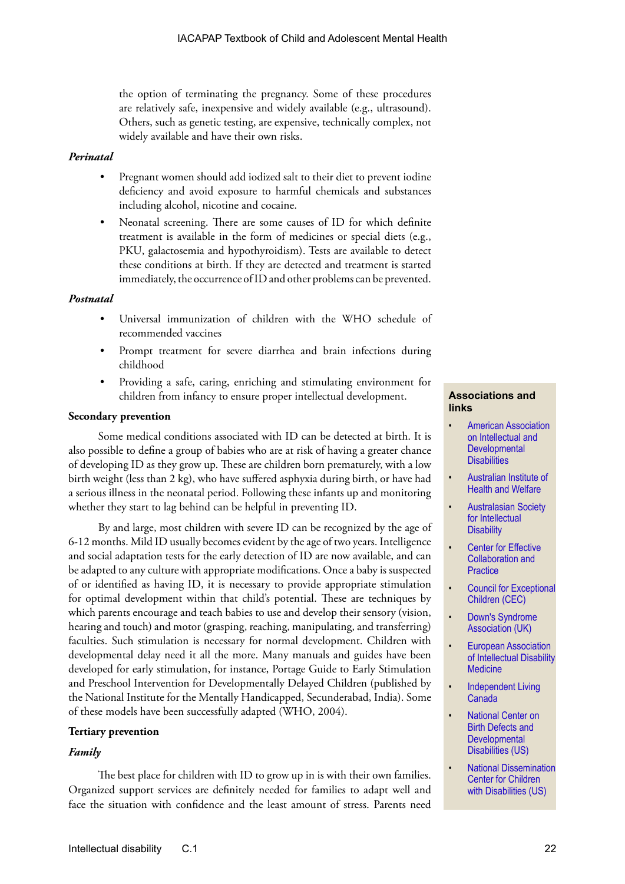the option of terminating the pregnancy. Some of these procedures are relatively safe, inexpensive and widely available (e.g., ultrasound). Others, such as genetic testing, are expensive, technically complex, not widely available and have their own risks.

***Perinatal***

- Pregnant women should add iodized salt to their diet to prevent iodine deficiency and avoid exposure to harmful chemicals and substances including alcohol, nicotine and cocaine.
- Neonatal screening. There are some causes of ID for which definite treatment is available in the form of medicines or special diets (e.g., PKU, galactosemia and hypothyroidism). Tests are available to detect these conditions at birth. If they are detected and treatment is started immediately, the occurrence of ID and other problems can be prevented.

***Postnatal***

- Universal immunization of children with the WHO schedule of recommended vaccines
- Prompt treatment for severe diarrhea and brain infections during childhood
- Providing a safe, caring, enriching and stimulating environment for children from infancy to ensure proper intellectual development.

**Secondary prevention**

Some medical conditions associated with ID can be detected at birth. It is also possible to define a group of babies who are at risk of having a greater chance of developing ID as they grow up. These are children born prematurely, with a low birth weight (less than 2 kg), who have suffered asphyxia during birth, or have had a serious illness in the neonatal period. Following these infants up and monitoring whether they start to lag behind can be helpful in preventing ID.

By and large, most children with severe ID can be recognized by the age of 6-12 months. Mild ID usually becomes evident by the age of two years. Intelligence and social adaptation tests for the early detection of ID are now available, and can be adapted to any culture with appropriate modifications. Once a baby is suspected of or identified as having ID, it is necessary to provide appropriate stimulation for optimal development within that child's potential. These are techniques by which parents encourage and teach babies to use and develop their sensory (vision, hearing and touch) and motor (grasping, reaching, manipulating, and transferring) faculties. Such stimulation is necessary for normal development. Children with developmental delay need it all the more. Many manuals and guides have been developed for early stimulation, for instance, Portage Guide to Early Stimulation and Preschool Intervention for Developmentally Delayed Children (published by the National Institute for the Mentally Handicapped, Secunderabad, India). Some of these models have been successfully adapted (WHO, 2004).

**Tertiary prevention**

***Family***

The best place for children with ID to grow up in is with their own families. Organized support services are definitely needed for families to adapt well and face the situation with confidence and the least amount of stress. Parents need

**Associations and links**

- American Association on Intellectual and Developmental Disabilities
- Australian Institute of Health and Welfare
- Australasian Society for Intellectual Disability
- Center for Effective Collaboration and Practice
- Council for Exceptional Children (CEC)
- Down's Syndrome Association (UK)
- European Association of Intellectual Disability Medicine
- Independent Living Canada
- National Center on Birth Defects and Developmental Disabilities (US)
- National Dissemination Center for Children with Disabilities (US)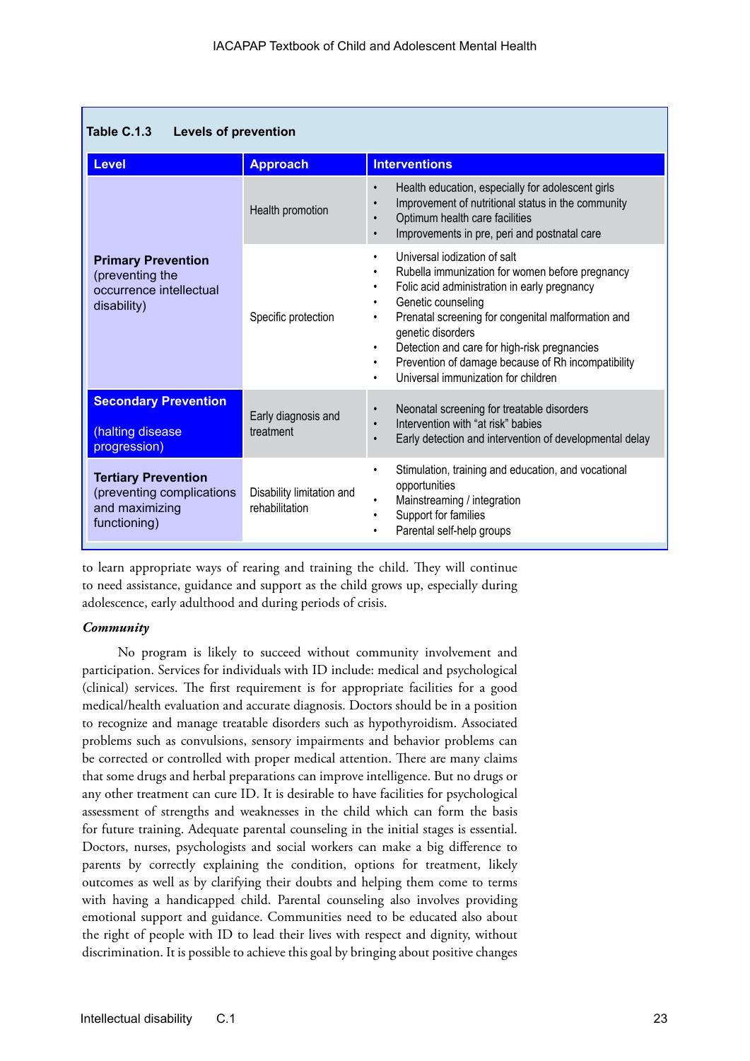**Table C.1.3 Levels of prevention**

| Level | Approach | Interventions |
|---|---|---|
| **Primary Prevention** (preventing the occurrence intellectual disability) | Health promotion | • Health education, especially for adolescent girls<br>• Improvement of nutritional status in the community<br>• Optimum health care facilities<br>• Improvements in pre, peri and postnatal care |
| | Specific protection | • Universal iodization of salt<br>• Rubella immunization for women before pregnancy<br>• Folic acid administration in early pregnancy<br>• Genetic counseling<br>• Prenatal screening for congenital malformation and genetic disorders<br>• Detection and care for high-risk pregnancies<br>• Prevention of damage because of Rh incompatibility<br>• Universal immunization for children |
| **Secondary Prevention** (halting disease progression) | Early diagnosis and treatment | • Neonatal screening for treatable disorders<br>• Intervention with "at risk" babies<br>• Early detection and intervention of developmental delay |
| **Tertiary Prevention** (preventing complications and maximizing functioning) | Disability limitation and rehabilitation | • Stimulation, training and education, and vocational opportunities<br>• Mainstreaming / integration<br>• Support for families<br>• Parental self-help groups |

to learn appropriate ways of rearing and training the child. They will continue to need assistance, guidance and support as the child grows up, especially during adolescence, early adulthood and during periods of crisis.

***Community***

No program is likely to succeed without community involvement and participation. Services for individuals with ID include: medical and psychological (clinical) services. The first requirement is for appropriate facilities for a good medical/health evaluation and accurate diagnosis. Doctors should be in a position to recognize and manage treatable disorders such as hypothyroidism. Associated problems such as convulsions, sensory impairments and behavior problems can be corrected or controlled with proper medical attention. There are many claims that some drugs and herbal preparations can improve intelligence. But no drugs or any other treatment can cure ID. It is desirable to have facilities for psychological assessment of strengths and weaknesses in the child which can form the basis for future training. Adequate parental counseling in the initial stages is essential. Doctors, nurses, psychologists and social workers can make a big difference to parents by correctly explaining the condition, options for treatment, likely outcomes as well as by clarifying their doubts and helping them come to terms with having a handicapped child. Parental counseling also involves providing emotional support and guidance. Communities need to be educated also about the right of people with ID to lead their lives with respect and dignity, without discrimination. It is possible to achieve this goal by bringing about positive changes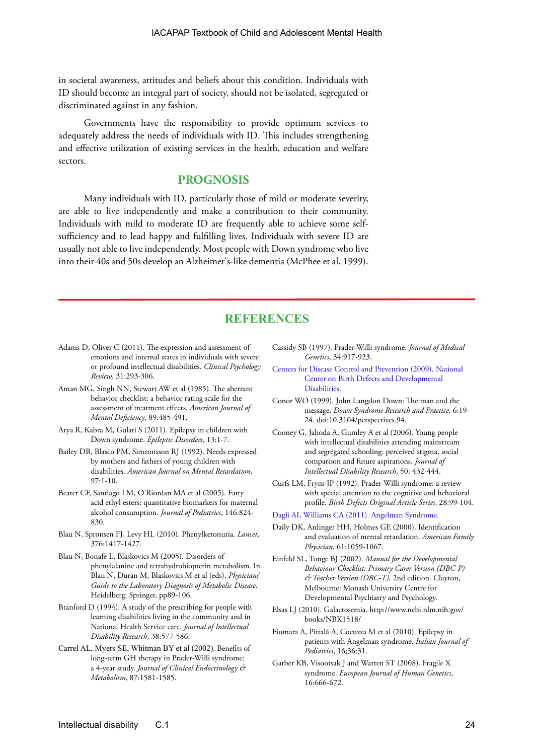in societal awareness, attitudes and beliefs about this condition. Individuals with ID should become an integral part of society, should not be isolated, segregated or discriminated against in any fashion.

Governments have the responsibility to provide optimum services to adequately address the needs of individuals with ID. This includes strengthening and effective utilization of existing services in the health, education and welfare sectors.

## PROGNOSIS

Many individuals with ID, particularly those of mild or moderate severity, are able to live independently and make a contribution to their community. Individuals with mild to moderate ID are frequently able to achieve some self-sufficiency and to lead happy and fulfilling lives. Individuals with severe ID are usually not able to live independently. Most people with Down syndrome who live into their 40s and 50s develop an Alzheimer's-like dementia (McPhee et al, 1999).

## REFERENCES

Adams D, Oliver C (2011). The expression and assessment of emotions and internal states in individuals with severe or profound intellectual disabilities. *Clinical Psychology Review*, 31:293-306.

Aman MG, Singh NN, Stewart AW et al (1985). The aberrant behavior checklist: a behavior rating scale for the assessment of treatment effects. *American Journal of Mental Deficiency*, 89:485-491.

Arya R, Kabra M, Gulati S (2011). Epilepsy in children with Down syndrome. *Epileptic Disorders*, 13:1-7.

Bailey DB, Blasco PM, Simeonsson RJ (1992). Needs expressed by mothers and fathers of young children with disabilities. *American Journal on Mental Retardation*, 97:1-10.

Bearer CF, Santiago LM, O'Riordan MA et al (2005). Fatty acid ethyl esters: quantitative biomarkers for maternal alcohol consumption. *Journal of Pediatrics*, 146:824-830.

Blau N, Spronsen FJ, Levy HL (2010). Phenylketonuria. *Lancet*, 376:1417-1427.

Blau N, Bonafe L, Blaskovics M (2005). Disorders of phenylalanine and tetrahydrobiopterin metabolism. In Blau N, Duran M, Blaskovics M et al (eds), *Physicians' Guide to the Laboratory Diagnosis of Metabolic Disease*. Heidelberg: Springer, pp89-106.

Branford D (1994). A study of the prescribing for people with learning disabilities living in the community and in National Health Service care. *Journal of Intellectual Disability Research*, 38:577-586.

Carrel AL, Myers SE, Whitman BY et al (2002). Benefits of long-term GH therapy in Prader-Willi syndrome: a 4-year study. *Journal of Clinical Endocrinology & Metabolism*, 87:1581-1585.

Cassidy SB (1997). Prader-Willi syndrome. *Journal of Medical Genetics*, 34:917-923.

Centers for Disease Control and Prevention (2009). National Center on Birth Defects and Developmental Disabilities.

Conor WO (1999). John Langdon Down: The man and the message. *Down Syndrome Research and Practice*, 6:19-24. doi:10.3104/perspectives.94.

Cooney G, Jahoda A, Gumley A et al (2006). Young people with intellectual disabilities attending mainstream and segregated schooling: perceived stigma, social comparison and future aspirations. *Journal of Intellectual Disability Research*, 50: 432-444.

Curfs LM, Fryns JP (1992). Prader-Willi syndrome: a review with special attention to the cognitive and behavioral profile. *Birth Defects Original Article Series*, 28:99-104.

Dagli AI, Williams CA (2011). Angelman Syndrome.

Daily DK, Ardinger HH, Holmes GE (2000). Identification and evaluation of mental retardation. *American Family Physician*, 61:1059-1067.

Einfeld SL, Tonge BJ (2002). *Manual for the Developmental Behaviour Checklist: Primary Carer Version (DBC-P) & Teacher Version (DBC-T),* 2nd edition. Clayton, Melbourne: Monash University Centre for Developmental Psychiatry and Psychology.

Elsas LJ (2010). Galactosemia. http://www.ncbi.nlm.nih.gov/books/NBK1518/

Fiumara A, Pittalà A, Cocuzza M et al (2010). Epilepsy in patients with Angelman syndrome. *Italian Journal of Pediatrics*, 16;36:31.

Garber KB, Visootsak J and Warren ST (2008). Fragile X syndrome. *European Journal of Human Genetics*, 16:666-672.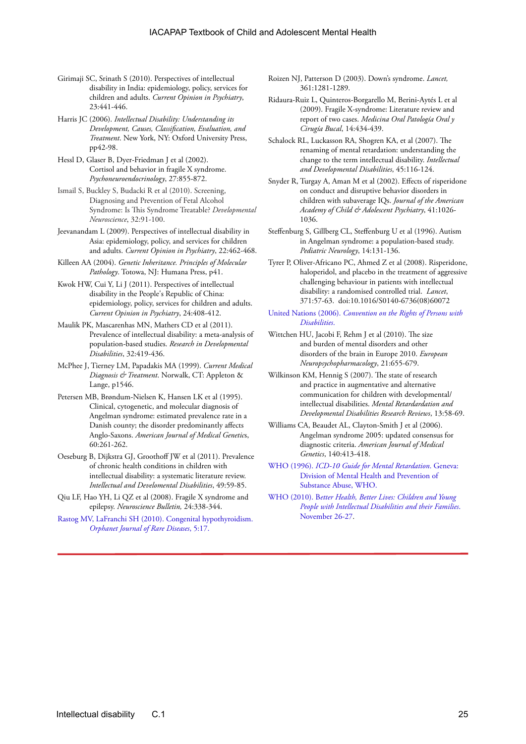Girimaji SC, Srinath S (2010). Perspectives of intellectual disability in India: epidemiology, policy, services for children and adults. *Current Opinion in Psychiatry*, 23:441-446.

Harris JC (2006). *Intellectual Disability: Understanding its Development, Causes, Classification, Evaluation, and Treatment*. New York, NY: Oxford University Press, pp42-98.

Hessl D, Glaser B, Dyer-Friedman J et al (2002). Cortisol and behavior in fragile X syndrome. *Psychoneuroendocrinology*, 27:855-872.

Ismail S, Buckley S, Budacki R et al (2010). Screening, Diagnosing and Prevention of Fetal Alcohol Syndrome: Is This Syndrome Treatable? *Developmental Neuroscience*, 32:91-100.

Jeevanandam L (2009). Perspectives of intellectual disability in Asia: epidemiology, policy, and services for children and adults. *Current Opinion in Psychiatry*, 22:462-468.

Killeen AA (2004). *Genetic Inheritance. Principles of Molecular Pathology*. Totowa, NJ: Humana Press, p41.

Kwok HW, Cui Y, Li J (2011). Perspectives of intellectual disability in the People's Republic of China: epidemiology, policy, services for children and adults. *Current Opinion in Psychiatry*, 24:408-412.

Maulik PK, Mascarenhas MN, Mathers CD et al (2011). Prevalence of intellectual disability: a meta-analysis of population-based studies. *Research in Developmental Disabilities*, 32:419-436.

McPhee J, Tierney LM, Papadakis MA (1999). *Current Medical Diagnosis & Treatment*. Norwalk, CT: Appleton & Lange, p1546.

Petersen MB, Brøndum-Nielsen K, Hansen LK et al (1995). Clinical, cytogenetic, and molecular diagnosis of Angelman syndrome: estimated prevalence rate in a Danish county; the disorder predominantly affects Anglo-Saxons. *American Journal of Medical Genetics*, 60:261-262.

Oeseburg B, Dijkstra GJ, Groothoff JW et al (2011). Prevalence of chronic health conditions in children with intellectual disability: a systematic literature review. *Intellectual and Develomental Disabilities*, 49:59-85.

Qiu LF, Hao YH, Li QZ et al (2008). Fragile X syndrome and epilepsy. *Neuroscience Bulletin,* 24:338-344.

Rastog MV, LaFranchi SH (2010). Congenital hypothyroidism. *Orphanet Journal of Rare Diseases*, 5:17.

Roizen NJ, Patterson D (2003). Down's syndrome. *Lancet,* 361:1281-1289.

Ridaura-Ruiz L, Quinteros-Borgarello M, Berini-Aytés L et al (2009). Fragile X-syndrome: Literature review and report of two cases. *Medicina Oral Patología Oral y Cirugía Bucal*, 14:434-439.

Schalock RL, Luckasson RA, Shogren KA, et al (2007). The renaming of mental retardation: understanding the change to the term intellectual disability. *Intellectual and Developmental Disabilities*, 45:116-124.

Snyder R, Turgay A, Aman M et al (2002). Effects of risperidone on conduct and disruptive behavior disorders in children with subaverage IQs. *Journal of the American Academy of Child & Adolescent Psychiatry*, 41:1026-1036.

Steffenburg S, Gillberg CL, Steffenburg U et al (1996). Autism in Angelman syndrome: a population-based study. *Pediatric Neurology*, 14:131-136.

Tyrer P, Oliver-Africano PC, Ahmed Z et al (2008). Risperidone, haloperidol, and placebo in the treatment of aggressive challenging behaviour in patients with intellectual disability: a randomised controlled trial. *Lancet*, 371:57-63. doi:10.1016/S0140-6736(08)60072

United Nations (2006). *Convention on the Rights of Persons with Disabilities*.

Wittchen HU, Jacobi F, Rehm J et al (2010). The size and burden of mental disorders and other disorders of the brain in Europe 2010. *European Neuropsychopharmacology*, 21:655-679.

Wilkinson KM, Hennig S (2007). The state of research and practice in augmentative and alternative communication for children with developmental/intellectual disabilities. *Mental Retardardation and Developmental Disabilities Research Reviews*, 13:58-69.

Williams CA, Beaudet AL, Clayton-Smith J et al (2006). Angelman syndrome 2005: updated consensus for diagnostic criteria. *American Journal of Medical Genetics*, 140:413-418.

WHO (1996). *ICD-10 Guide for Mental Retardation*. Geneva: Division of Mental Health and Prevention of Substance Abuse, WHO.

WHO (2010). B*etter Health, Better Lives: Children and Young People with Intellectual Disabilities and their Families*. November 26-27.